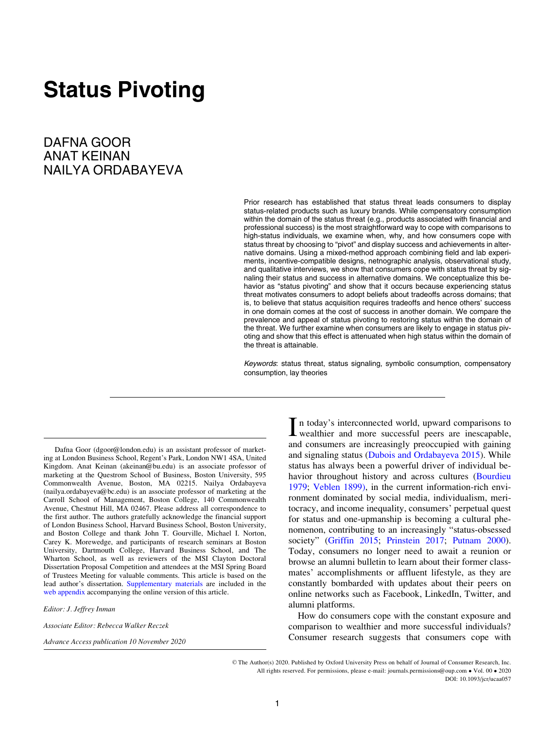# Status Pivoting

DAFNA GOOR
ANAT KEINAN
NAILYA ORDABAYEVA

Prior research has established that status threat leads consumers to display status-related products such as luxury brands. While compensatory consumption within the domain of the status threat (e.g., products associated with financial and professional success) is the most straightforward way to cope with comparisons to high-status individuals, we examine when, why, and how consumers cope with status threat by choosing to "pivot" and display success and achievements in alternative domains. Using a mixed-method approach combining field and lab experiments, incentive-compatible designs, netnographic analysis, observational study, and qualitative interviews, we show that consumers cope with status threat by signaling their status and success in alternative domains. We conceptualize this behavior as "status pivoting" and show that it occurs because experiencing status threat motivates consumers to adopt beliefs about tradeoffs across domains; that is, to believe that status acquisition requires tradeoffs and hence others' success in one domain comes at the cost of success in another domain. We compare the prevalence and appeal of status pivoting to restoring status within the domain of the threat. We further examine when consumers are likely to engage in status pivoting and show that this effect is attenuated when high status within the domain of the threat is attainable.

*Keywords*: status threat, status signaling, symbolic consumption, compensatory consumption, lay theories

In today's interconnected world, upward comparisons to wealthier and more successful peers are inescapable, and consumers are increasingly preoccupied with gaining and signaling status (Dubois and Ordabayeva 2015). While status has always been a powerful driver of individual behavior throughout history and across cultures (Bourdieu 1979; Veblen 1899), in the current information-rich environment dominated by social media, individualism, meritocracy, and income inequality, consumers' perpetual quest for status and one-upmanship is becoming a cultural phenomenon, contributing to an increasingly "status-obsessed society" (Griffin 2015; Prinstein 2017; Putnam 2000). Today, consumers no longer need to await a reunion or browse an alumni bulletin to learn about their former classmates' accomplishments or affluent lifestyle, as they are constantly bombarded with updates about their peers on online networks such as Facebook, LinkedIn, Twitter, and alumni platforms.

How do consumers cope with the constant exposure and comparison to wealthier and more successful individuals? Consumer research suggests that consumers cope with

Dafna Goor (dgoor@london.edu) is an assistant professor of marketing at London Business School, Regent's Park, London NW1 4SA, United Kingdom. Anat Keinan (akeinan@bu.edu) is an associate professor of marketing at the Questrom School of Business, Boston University, 595 Commonwealth Avenue, Boston, MA 02215. Nailya Ordabayeva (nailya.ordabayeva@bc.edu) is an associate professor of marketing at the Carroll School of Management, Boston College, 140 Commonwealth Avenue, Chestnut Hill, MA 02467. Please address all correspondence to the first author. The authors gratefully acknowledge the financial support of London Business School, Harvard Business School, Boston University, and Boston College and thank John T. Gourville, Michael I. Norton, Carey K. Morewedge, and participants of research seminars at Boston University, Dartmouth College, Harvard Business School, and The Wharton School, as well as reviewers of the MSI Clayton Doctoral Dissertation Proposal Competition and attendees at the MSI Spring Board of Trustees Meeting for valuable comments. This article is based on the lead author's dissertation. Supplementary materials are included in the web appendix accompanying the online version of this article.

*Editor: J. Jeffrey Inman*

*Associate Editor: Rebecca Walker Reczek*

*Advance Access publication 10 November 2020*

© The Author(s) 2020. Published by Oxford University Press on behalf of Journal of Consumer Research, Inc. All rights reserved. For permissions, please e-mail: journals.permissions@oup.com • Vol. 00 • 2020
DOI: 10.1093/jcr/ucaa057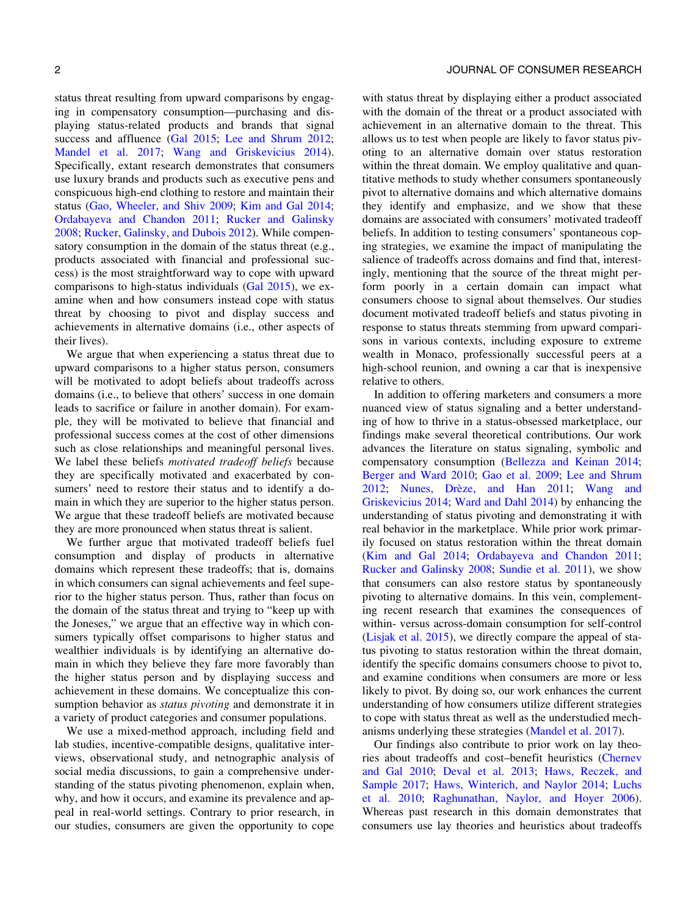status threat resulting from upward comparisons by engaging in compensatory consumption—purchasing and displaying status-related products and brands that signal success and affluence (Gal 2015; Lee and Shrum 2012; Mandel et al. 2017; Wang and Griskevicius 2014). Specifically, extant research demonstrates that consumers use luxury brands and products such as executive pens and conspicuous high-end clothing to restore and maintain their status (Gao, Wheeler, and Shiv 2009; Kim and Gal 2014; Ordabayeva and Chandon 2011; Rucker and Galinsky 2008; Rucker, Galinsky, and Dubois 2012). While compensatory consumption in the domain of the status threat (e.g., products associated with financial and professional success) is the most straightforward way to cope with upward comparisons to high-status individuals (Gal 2015), we examine when and how consumers instead cope with status threat by choosing to pivot and display success and achievements in alternative domains (i.e., other aspects of their lives).

We argue that when experiencing a status threat due to upward comparisons to a higher status person, consumers will be motivated to adopt beliefs about tradeoffs across domains (i.e., to believe that others' success in one domain leads to sacrifice or failure in another domain). For example, they will be motivated to believe that financial and professional success comes at the cost of other dimensions such as close relationships and meaningful personal lives. We label these beliefs *motivated tradeoff beliefs* because they are specifically motivated and exacerbated by consumers' need to restore their status and to identify a domain in which they are superior to the higher status person. We argue that these tradeoff beliefs are motivated because they are more pronounced when status threat is salient.

We further argue that motivated tradeoff beliefs fuel consumption and display of products in alternative domains which represent these tradeoffs; that is, domains in which consumers can signal achievements and feel superior to the higher status person. Thus, rather than focus on the domain of the status threat and trying to "keep up with the Joneses," we argue that an effective way in which consumers typically offset comparisons to higher status and wealthier individuals is by identifying an alternative domain in which they believe they fare more favorably than the higher status person and by displaying success and achievement in these domains. We conceptualize this consumption behavior as *status pivoting* and demonstrate it in a variety of product categories and consumer populations.

We use a mixed-method approach, including field and lab studies, incentive-compatible designs, qualitative interviews, observational study, and netnographic analysis of social media discussions, to gain a comprehensive understanding of the status pivoting phenomenon, explain when, why, and how it occurs, and examine its prevalence and appeal in real-world settings. Contrary to prior research, in our studies, consumers are given the opportunity to cope with status threat by displaying either a product associated with the domain of the threat or a product associated with achievement in an alternative domain to the threat. This allows us to test when people are likely to favor status pivoting to an alternative domain over status restoration within the threat domain. We employ qualitative and quantitative methods to study whether consumers spontaneously pivot to alternative domains and which alternative domains they identify and emphasize, and we show that these domains are associated with consumers' motivated tradeoff beliefs. In addition to testing consumers' spontaneous coping strategies, we examine the impact of manipulating the salience of tradeoffs across domains and find that, interestingly, mentioning that the source of the threat might perform poorly in a certain domain can impact what consumers choose to signal about themselves. Our studies document motivated tradeoff beliefs and status pivoting in response to status threats stemming from upward comparisons in various contexts, including exposure to extreme wealth in Monaco, professionally successful peers at a high-school reunion, and owning a car that is inexpensive relative to others.

In addition to offering marketers and consumers a more nuanced view of status signaling and a better understanding of how to thrive in a status-obsessed marketplace, our findings make several theoretical contributions. Our work advances the literature on status signaling, symbolic and compensatory consumption (Bellezza and Keinan 2014; Berger and Ward 2010; Gao et al. 2009; Lee and Shrum 2012; Nunes, Drèze, and Han 2011; Wang and Griskevicius 2014; Ward and Dahl 2014) by enhancing the understanding of status pivoting and demonstrating it with real behavior in the marketplace. While prior work primarily focused on status restoration within the threat domain (Kim and Gal 2014; Ordabayeva and Chandon 2011; Rucker and Galinsky 2008; Sundie et al. 2011), we show that consumers can also restore status by spontaneously pivoting to alternative domains. In this vein, complementing recent research that examines the consequences of within- versus across-domain consumption for self-control (Lisjak et al. 2015), we directly compare the appeal of status pivoting to status restoration within the threat domain, identify the specific domains consumers choose to pivot to, and examine conditions when consumers are more or less likely to pivot. By doing so, our work enhances the current understanding of how consumers utilize different strategies to cope with status threat as well as the understudied mechanisms underlying these strategies (Mandel et al. 2017).

Our findings also contribute to prior work on lay theories about tradeoffs and cost–benefit heuristics (Chernev and Gal 2010; Deval et al. 2013; Haws, Reczek, and Sample 2017; Haws, Winterich, and Naylor 2014; Luchs et al. 2010; Raghunathan, Naylor, and Hoyer 2006). Whereas past research in this domain demonstrates that consumers use lay theories and heuristics about tradeoffs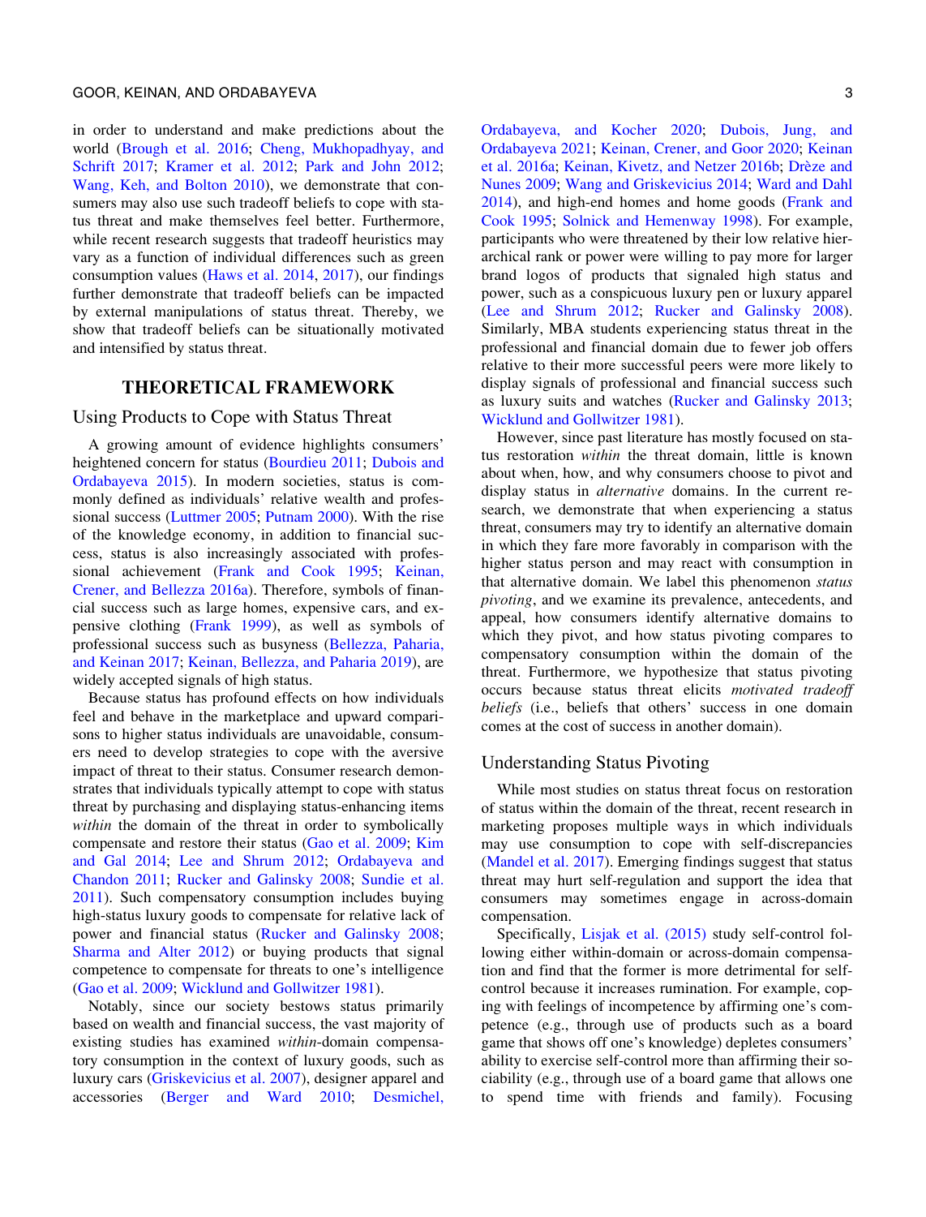in order to understand and make predictions about the world (Brough et al. 2016; Cheng, Mukhopadhyay, and Schrift 2017; Kramer et al. 2012; Park and John 2012; Wang, Keh, and Bolton 2010), we demonstrate that consumers may also use such tradeoff beliefs to cope with status threat and make themselves feel better. Furthermore, while recent research suggests that tradeoff heuristics may vary as a function of individual differences such as green consumption values (Haws et al. 2014, 2017), our findings further demonstrate that tradeoff beliefs can be impacted by external manipulations of status threat. Thereby, we show that tradeoff beliefs can be situationally motivated and intensified by status threat.

## THEORETICAL FRAMEWORK

### Using Products to Cope with Status Threat

A growing amount of evidence highlights consumers' heightened concern for status (Bourdieu 2011; Dubois and Ordabayeva 2015). In modern societies, status is commonly defined as individuals' relative wealth and professional success (Luttmer 2005; Putnam 2000). With the rise of the knowledge economy, in addition to financial success, status is also increasingly associated with professional achievement (Frank and Cook 1995; Keinan, Crener, and Bellezza 2016a). Therefore, symbols of financial success such as large homes, expensive cars, and expensive clothing (Frank 1999), as well as symbols of professional success such as busyness (Bellezza, Paharia, and Keinan 2017; Keinan, Bellezza, and Paharia 2019), are widely accepted signals of high status.

Because status has profound effects on how individuals feel and behave in the marketplace and upward comparisons to higher status individuals are unavoidable, consumers need to develop strategies to cope with the aversive impact of threat to their status. Consumer research demonstrates that individuals typically attempt to cope with status threat by purchasing and displaying status-enhancing items *within* the domain of the threat in order to symbolically compensate and restore their status (Gao et al. 2009; Kim and Gal 2014; Lee and Shrum 2012; Ordabayeva and Chandon 2011; Rucker and Galinsky 2008; Sundie et al. 2011). Such compensatory consumption includes buying high-status luxury goods to compensate for relative lack of power and financial status (Rucker and Galinsky 2008; Sharma and Alter 2012) or buying products that signal competence to compensate for threats to one's intelligence (Gao et al. 2009; Wicklund and Gollwitzer 1981).

Notably, since our society bestows status primarily based on wealth and financial success, the vast majority of existing studies has examined *within*-domain compensatory consumption in the context of luxury goods, such as luxury cars (Griskevicius et al. 2007), designer apparel and accessories (Berger and Ward 2010; Desmichel, Ordabayeva, and Kocher 2020; Dubois, Jung, and Ordabayeva 2021; Keinan, Crener, and Goor 2020; Keinan et al. 2016a; Keinan, Kivetz, and Netzer 2016b; Drèze and Nunes 2009; Wang and Griskevicius 2014; Ward and Dahl 2014), and high-end homes and home goods (Frank and Cook 1995; Solnick and Hemenway 1998). For example, participants who were threatened by their low relative hierarchical rank or power were willing to pay more for larger brand logos of products that signaled high status and power, such as a conspicuous luxury pen or luxury apparel (Lee and Shrum 2012; Rucker and Galinsky 2008). Similarly, MBA students experiencing status threat in the professional and financial domain due to fewer job offers relative to their more successful peers were more likely to display signals of professional and financial success such as luxury suits and watches (Rucker and Galinsky 2013; Wicklund and Gollwitzer 1981).

However, since past literature has mostly focused on status restoration *within* the threat domain, little is known about when, how, and why consumers choose to pivot and display status in *alternative* domains. In the current research, we demonstrate that when experiencing a status threat, consumers may try to identify an alternative domain in which they fare more favorably in comparison with the higher status person and may react with consumption in that alternative domain. We label this phenomenon *status pivoting*, and we examine its prevalence, antecedents, and appeal, how consumers identify alternative domains to which they pivot, and how status pivoting compares to compensatory consumption within the domain of the threat. Furthermore, we hypothesize that status pivoting occurs because status threat elicits *motivated tradeoff beliefs* (i.e., beliefs that others' success in one domain comes at the cost of success in another domain).

### Understanding Status Pivoting

While most studies on status threat focus on restoration of status within the domain of the threat, recent research in marketing proposes multiple ways in which individuals may use consumption to cope with self-discrepancies (Mandel et al. 2017). Emerging findings suggest that status threat may hurt self-regulation and support the idea that consumers may sometimes engage in across-domain compensation.

Specifically, Lisjak et al. (2015) study self-control following either within-domain or across-domain compensation and find that the former is more detrimental for self-control because it increases rumination. For example, coping with feelings of incompetence by affirming one's competence (e.g., through use of products such as a board game that shows off one's knowledge) depletes consumers' ability to exercise self-control more than affirming their sociability (e.g., through use of a board game that allows one to spend time with friends and family). Focusing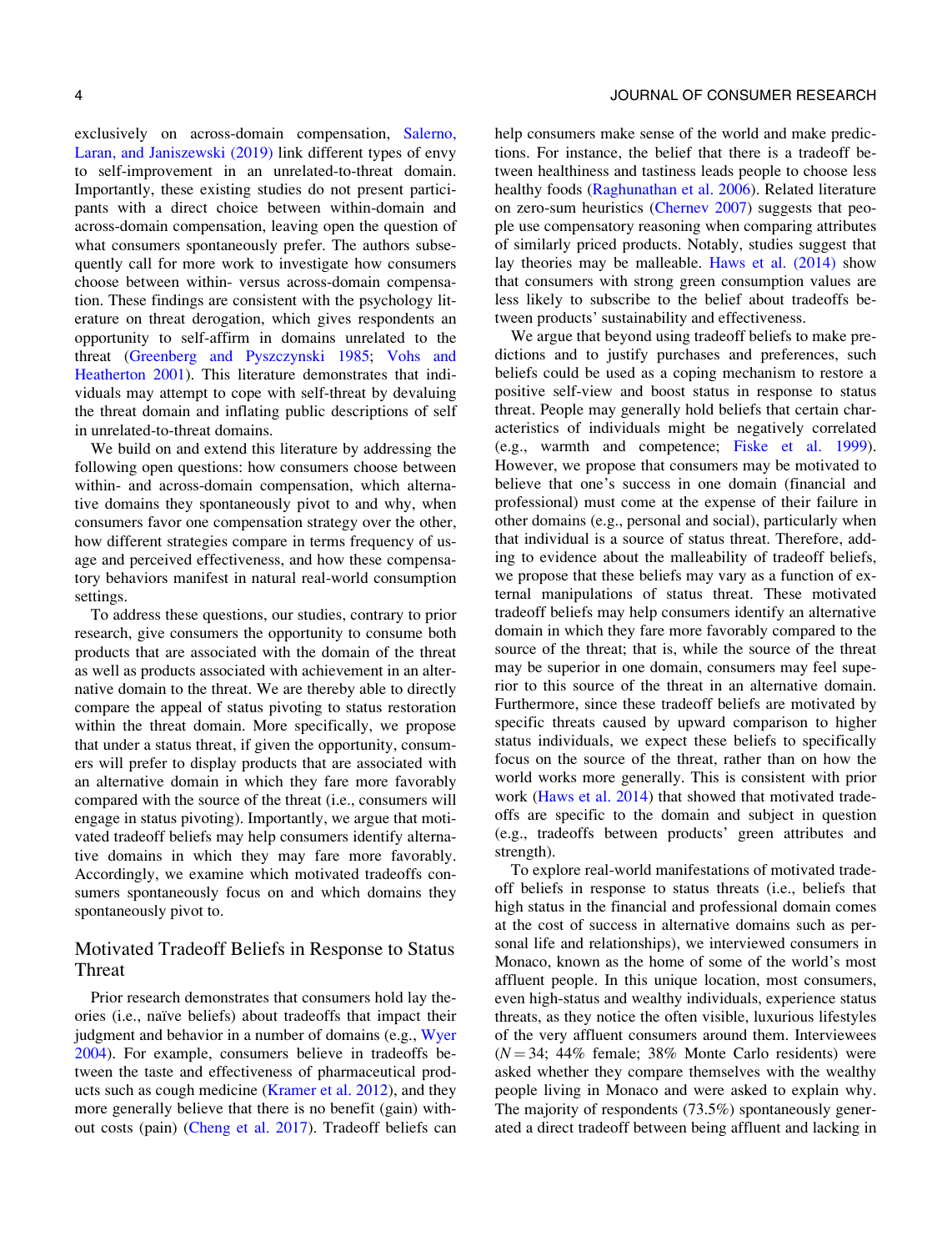exclusively on across-domain compensation, Salerno, Laran, and Janiszewski (2019) link different types of envy to self-improvement in an unrelated-to-threat domain. Importantly, these existing studies do not present participants with a direct choice between within-domain and across-domain compensation, leaving open the question of what consumers spontaneously prefer. The authors subsequently call for more work to investigate how consumers choose between within- versus across-domain compensation. These findings are consistent with the psychology literature on threat derogation, which gives respondents an opportunity to self-affirm in domains unrelated to the threat (Greenberg and Pyszczynski 1985; Vohs and Heatherton 2001). This literature demonstrates that individuals may attempt to cope with self-threat by devaluing the threat domain and inflating public descriptions of self in unrelated-to-threat domains.

We build on and extend this literature by addressing the following open questions: how consumers choose between within- and across-domain compensation, which alternative domains they spontaneously pivot to and why, when consumers favor one compensation strategy over the other, how different strategies compare in terms frequency of usage and perceived effectiveness, and how these compensatory behaviors manifest in natural real-world consumption settings.

To address these questions, our studies, contrary to prior research, give consumers the opportunity to consume both products that are associated with the domain of the threat as well as products associated with achievement in an alternative domain to the threat. We are thereby able to directly compare the appeal of status pivoting to status restoration within the threat domain. More specifically, we propose that under a status threat, if given the opportunity, consumers will prefer to display products that are associated with an alternative domain in which they fare more favorably compared with the source of the threat (i.e., consumers will engage in status pivoting). Importantly, we argue that motivated tradeoff beliefs may help consumers identify alternative domains in which they may fare more favorably. Accordingly, we examine which motivated tradeoffs consumers spontaneously focus on and which domains they spontaneously pivot to.

## Motivated Tradeoff Beliefs in Response to Status Threat

Prior research demonstrates that consumers hold lay theories (i.e., naïve beliefs) about tradeoffs that impact their judgment and behavior in a number of domains (e.g., Wyer 2004). For example, consumers believe in tradeoffs between the taste and effectiveness of pharmaceutical products such as cough medicine (Kramer et al. 2012), and they more generally believe that there is no benefit (gain) without costs (pain) (Cheng et al. 2017). Tradeoff beliefs can help consumers make sense of the world and make predictions. For instance, the belief that there is a tradeoff between healthiness and tastiness leads people to choose less healthy foods (Raghunathan et al. 2006). Related literature on zero-sum heuristics (Chernev 2007) suggests that people use compensatory reasoning when comparing attributes of similarly priced products. Notably, studies suggest that lay theories may be malleable. Haws et al. (2014) show that consumers with strong green consumption values are less likely to subscribe to the belief about tradeoffs between products' sustainability and effectiveness.

We argue that beyond using tradeoff beliefs to make predictions and to justify purchases and preferences, such beliefs could be used as a coping mechanism to restore a positive self-view and boost status in response to status threat. People may generally hold beliefs that certain characteristics of individuals might be negatively correlated (e.g., warmth and competence; Fiske et al. 1999). However, we propose that consumers may be motivated to believe that one's success in one domain (financial and professional) must come at the expense of their failure in other domains (e.g., personal and social), particularly when that individual is a source of status threat. Therefore, adding to evidence about the malleability of tradeoff beliefs, we propose that these beliefs may vary as a function of external manipulations of status threat. These motivated tradeoff beliefs may help consumers identify an alternative domain in which they fare more favorably compared to the source of the threat; that is, while the source of the threat may be superior in one domain, consumers may feel superior to this source of the threat in an alternative domain. Furthermore, since these tradeoff beliefs are motivated by specific threats caused by upward comparison to higher status individuals, we expect these beliefs to specifically focus on the source of the threat, rather than on how the world works more generally. This is consistent with prior work (Haws et al. 2014) that showed that motivated tradeoffs are specific to the domain and subject in question (e.g., tradeoffs between products' green attributes and strength).

To explore real-world manifestations of motivated tradeoff beliefs in response to status threats (i.e., beliefs that high status in the financial and professional domain comes at the cost of success in alternative domains such as personal life and relationships), we interviewed consumers in Monaco, known as the home of some of the world's most affluent people. In this unique location, most consumers, even high-status and wealthy individuals, experience status threats, as they notice the often visible, luxurious lifestyles of the very affluent consumers around them. Interviewees ($N = 34$; 44% female; 38% Monte Carlo residents) were asked whether they compare themselves with the wealthy people living in Monaco and were asked to explain why. The majority of respondents (73.5%) spontaneously generated a direct tradeoff between being affluent and lacking in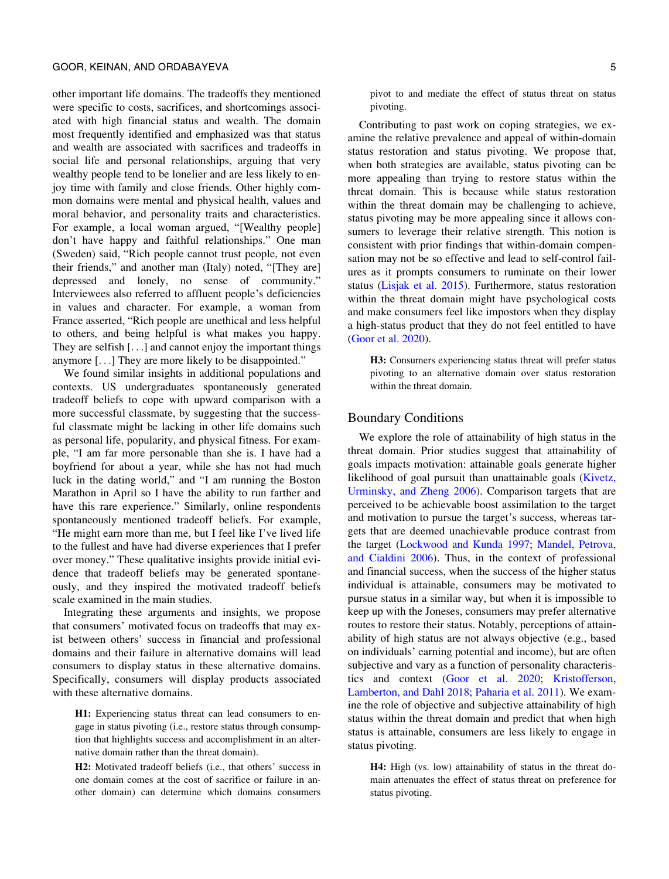other important life domains. The tradeoffs they mentioned were specific to costs, sacrifices, and shortcomings associated with high financial status and wealth. The domain most frequently identified and emphasized was that status and wealth are associated with sacrifices and tradeoffs in social life and personal relationships, arguing that very wealthy people tend to be lonelier and are less likely to enjoy time with family and close friends. Other highly common domains were mental and physical health, values and moral behavior, and personality traits and characteristics. For example, a local woman argued, "[Wealthy people] don't have happy and faithful relationships." One man (Sweden) said, "Rich people cannot trust people, not even their friends," and another man (Italy) noted, "[They are] depressed and lonely, no sense of community." Interviewees also referred to affluent people's deficiencies in values and character. For example, a woman from France asserted, "Rich people are unethical and less helpful to others, and being helpful is what makes you happy. They are selfish [. . .] and cannot enjoy the important things anymore [. . .] They are more likely to be disappointed."

We found similar insights in additional populations and contexts. US undergraduates spontaneously generated tradeoff beliefs to cope with upward comparison with a more successful classmate, by suggesting that the successful classmate might be lacking in other life domains such as personal life, popularity, and physical fitness. For example, "I am far more personable than she is. I have had a boyfriend for about a year, while she has not had much luck in the dating world," and "I am running the Boston Marathon in April so I have the ability to run farther and have this rare experience." Similarly, online respondents spontaneously mentioned tradeoff beliefs. For example, "He might earn more than me, but I feel like I've lived life to the fullest and have had diverse experiences that I prefer over money." These qualitative insights provide initial evidence that tradeoff beliefs may be generated spontaneously, and they inspired the motivated tradeoff beliefs scale examined in the main studies.

Integrating these arguments and insights, we propose that consumers' motivated focus on tradeoffs that may exist between others' success in financial and professional domains and their failure in alternative domains will lead consumers to display status in these alternative domains. Specifically, consumers will display products associated with these alternative domains.

> **H1:** Experiencing status threat can lead consumers to engage in status pivoting (i.e., restore status through consumption that highlights success and accomplishment in an alternative domain rather than the threat domain).

> **H2:** Motivated tradeoff beliefs (i.e., that others' success in one domain comes at the cost of sacrifice or failure in another domain) can determine which domains consumers pivot to and mediate the effect of status threat on status pivoting.

Contributing to past work on coping strategies, we examine the relative prevalence and appeal of within-domain status restoration and status pivoting. We propose that, when both strategies are available, status pivoting can be more appealing than trying to restore status within the threat domain. This is because while status restoration within the threat domain may be challenging to achieve, status pivoting may be more appealing since it allows consumers to leverage their relative strength. This notion is consistent with prior findings that within-domain compensation may not be so effective and lead to self-control failures as it prompts consumers to ruminate on their lower status (Lisjak et al. 2015). Furthermore, status restoration within the threat domain might have psychological costs and make consumers feel like impostors when they display a high-status product that they do not feel entitled to have (Goor et al. 2020).

> **H3:** Consumers experiencing status threat will prefer status pivoting to an alternative domain over status restoration within the threat domain.

## Boundary Conditions

We explore the role of attainability of high status in the threat domain. Prior studies suggest that attainability of goals impacts motivation: attainable goals generate higher likelihood of goal pursuit than unattainable goals (Kivetz, Urminsky, and Zheng 2006). Comparison targets that are perceived to be achievable boost assimilation to the target and motivation to pursue the target's success, whereas targets that are deemed unachievable produce contrast from the target (Lockwood and Kunda 1997; Mandel, Petrova, and Cialdini 2006). Thus, in the context of professional and financial success, when the success of the higher status individual is attainable, consumers may be motivated to pursue status in a similar way, but when it is impossible to keep up with the Joneses, consumers may prefer alternative routes to restore their status. Notably, perceptions of attainability of high status are not always objective (e.g., based on individuals' earning potential and income), but are often subjective and vary as a function of personality characteristics and context (Goor et al. 2020; Kristofferson, Lamberton, and Dahl 2018; Paharia et al. 2011). We examine the role of objective and subjective attainability of high status within the threat domain and predict that when high status is attainable, consumers are less likely to engage in status pivoting.

> **H4:** High (vs. low) attainability of status in the threat domain attenuates the effect of status threat on preference for status pivoting.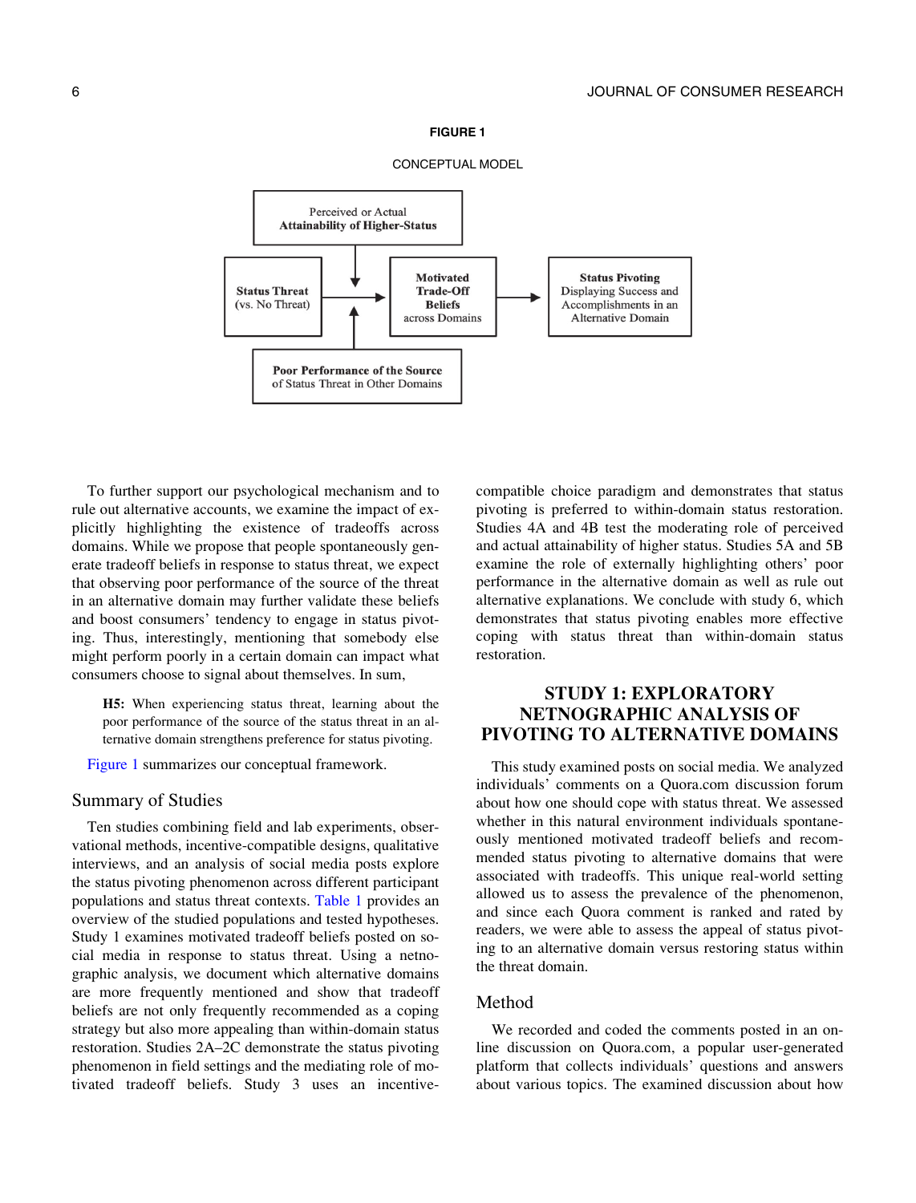**FIGURE 1**

CONCEPTUAL MODEL

| | | | | |
|---|---|---|---|---|
| | Perceived or Actual **Attainability of Higher-Status** ↓ | | | |
| **Status Threat** (vs. No Threat) | → | **Motivated Trade-Off Beliefs** across Domains | → | **Status Pivoting** Displaying Success and Accomplishments in an Alternative Domain |
| | ↑ **Poor Performance of the Source** of Status Threat in Other Domains | | | |

To further support our psychological mechanism and to rule out alternative accounts, we examine the impact of explicitly highlighting the existence of tradeoffs across domains. While we propose that people spontaneously generate tradeoff beliefs in response to status threat, we expect that observing poor performance of the source of the threat in an alternative domain may further validate these beliefs and boost consumers' tendency to engage in status pivoting. Thus, interestingly, mentioning that somebody else might perform poorly in a certain domain can impact what consumers choose to signal about themselves. In sum,

> **H5:** When experiencing status threat, learning about the poor performance of the source of the status threat in an alternative domain strengthens preference for status pivoting.

Figure 1 summarizes our conceptual framework.

## Summary of Studies

Ten studies combining field and lab experiments, observational methods, incentive-compatible designs, qualitative interviews, and an analysis of social media posts explore the status pivoting phenomenon across different participant populations and status threat contexts. Table 1 provides an overview of the studied populations and tested hypotheses. Study 1 examines motivated tradeoff beliefs posted on social media in response to status threat. Using a netnographic analysis, we document which alternative domains are more frequently mentioned and show that tradeoff beliefs are not only frequently recommended as a coping strategy but also more appealing than within-domain status restoration. Studies 2A–2C demonstrate the status pivoting phenomenon in field settings and the mediating role of motivated tradeoff beliefs. Study 3 uses an incentive-compatible choice paradigm and demonstrates that status pivoting is preferred to within-domain status restoration. Studies 4A and 4B test the moderating role of perceived and actual attainability of higher status. Studies 5A and 5B examine the role of externally highlighting others' poor performance in the alternative domain as well as rule out alternative explanations. We conclude with study 6, which demonstrates that status pivoting enables more effective coping with status threat than within-domain status restoration.

## STUDY 1: EXPLORATORY NETNOGRAPHIC ANALYSIS OF PIVOTING TO ALTERNATIVE DOMAINS

This study examined posts on social media. We analyzed individuals' comments on a Quora.com discussion forum about how one should cope with status threat. We assessed whether in this natural environment individuals spontaneously mentioned motivated tradeoff beliefs and recommended status pivoting to alternative domains that were associated with tradeoffs. This unique real-world setting allowed us to assess the prevalence of the phenomenon, and since each Quora comment is ranked and rated by readers, we were able to assess the appeal of status pivoting to an alternative domain versus restoring status within the threat domain.

### Method

We recorded and coded the comments posted in an online discussion on Quora.com, a popular user-generated platform that collects individuals' questions and answers about various topics. The examined discussion about how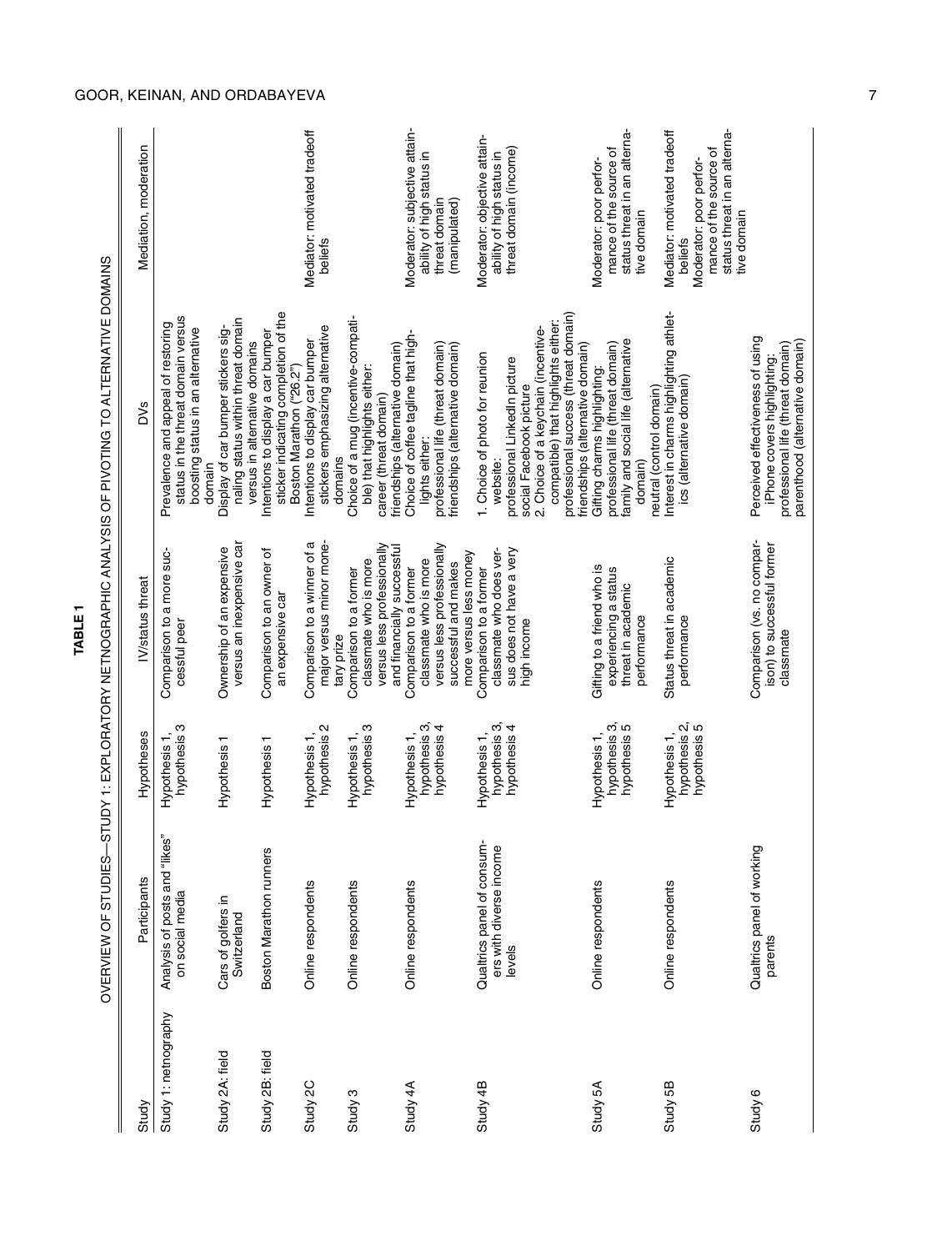**TABLE 1**

OVERVIEW OF STUDIES—STUDY 1: EXPLORATORY NETNOGRAPHIC ANALYSIS OF PIVOTING TO ALTERNATIVE DOMAINS

| Study | Participants | Hypotheses | IV/status threat | DVs | Mediation, moderation |
|---|---|---|---|---|---|
| Study 1: netnography | Analysis of posts and "likes" on social media | Hypothesis 1, hypothesis 3 | Comparison to a more successful peer | Prevalence and appeal of restoring status in the threat domain versus boosting status in an alternative domain | |
| Study 2A: field | Cars of golfers in Switzerland | Hypothesis 1 | Ownership of an expensive versus an inexpensive car | Display of car bumper stickers signaling status within threat domain versus in alternative domains | |
| Study 2B: field | Boston Marathon runners | Hypothesis 1 | Comparison to an owner of an expensive car | Intentions to display a car bumper sticker indicating completion of the Boston Marathon ("26.2") | |
| Study 2C | Online respondents | Hypothesis 1, hypothesis 2 | Comparison to a winner of a major versus minor monetary prize | Intentions to display car bumper stickers emphasizing alternative domains | Mediator: motivated tradeoff beliefs |
| Study 3 | Online respondents | Hypothesis 1, hypothesis 3 | Comparison to a former classmate who is more versus less professionally and financially successful | Choice of a mug (incentive-compatible) that highlights either: career (threat domain) friendships (alternative domain) | |
| Study 4A | Online respondents | Hypothesis 1, hypothesis 3, hypothesis 4 | Comparison to a former classmate who is more versus less professionally successful and makes more versus less money | Choice of coffee tagline that highlights either: professional life (threat domain) friendships (alternative domain) | Moderator: subjective attainability of high status in threat domain (manipulated) |
| Study 4B | Qualtrics panel of consumers with diverse income levels | Hypothesis 1, hypothesis 3, hypothesis 4 | Comparison to a former classmate who does versus does not have a very high income | 1. Choice of photo for reunion website: professional LinkedIn picture social Facebook picture 2. Choice of a keychain (incentive-compatible) that highlights either: professional success (threat domain) friendships (alternative domain) | Moderator: objective attainability of high status in threat domain (income) |
| Study 5A | Online respondents | Hypothesis 1, hypothesis 3, hypothesis 5 | Gifting to a friend who is experiencing a status threat in academic performance | Gifting charms highlighting: professional life (threat domain) family and social life (alternative domain) neutral (control domain) | Moderator: poor performance of the source of status threat in an alternative domain |
| Study 5B | Online respondents | Hypothesis 1, hypothesis 2, hypothesis 5 | Status threat in academic performance | Interest in charms highlighting athletics (alternative domain) | Mediator: motivated tradeoff beliefs Moderator: poor performance of the source of status threat in an alternative domain |
| Study 6 | Qualtrics panel of working parents | | Comparison (vs. no comparison) to successful former classmate | Perceived effectiveness of using iPhone covers highlighting: professional life (threat domain) parenthood (alternative domain) | |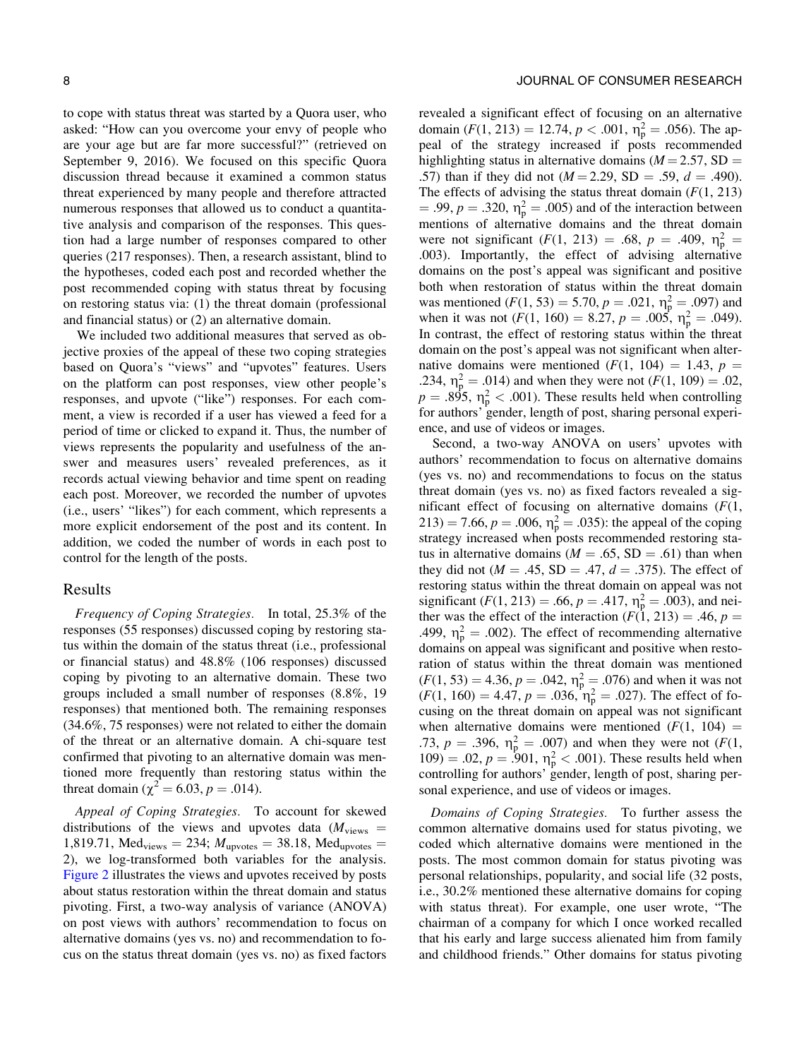to cope with status threat was started by a Quora user, who asked: "How can you overcome your envy of people who are your age but are far more successful?" (retrieved on September 9, 2016). We focused on this specific Quora discussion thread because it examined a common status threat experienced by many people and therefore attracted numerous responses that allowed us to conduct a quantitative analysis and comparison of the responses. This question had a large number of responses compared to other queries (217 responses). Then, a research assistant, blind to the hypotheses, coded each post and recorded whether the post recommended coping with status threat by focusing on restoring status via: (1) the threat domain (professional and financial status) or (2) an alternative domain.

We included two additional measures that served as objective proxies of the appeal of these two coping strategies based on Quora's "views" and "upvotes" features. Users on the platform can post responses, view other people's responses, and upvote ("like") responses. For each comment, a view is recorded if a user has viewed a feed for a period of time or clicked to expand it. Thus, the number of views represents the popularity and usefulness of the answer and measures users' revealed preferences, as it records actual viewing behavior and time spent on reading each post. Moreover, we recorded the number of upvotes (i.e., users' "likes") for each comment, which represents a more explicit endorsement of the post and its content. In addition, we coded the number of words in each post to control for the length of the posts.

## Results

*Frequency of Coping Strategies.* In total, 25.3% of the responses (55 responses) discussed coping by restoring status within the domain of the status threat (i.e., professional or financial status) and 48.8% (106 responses) discussed coping by pivoting to an alternative domain. These two groups included a small number of responses (8.8%, 19 responses) that mentioned both. The remaining responses (34.6%, 75 responses) were not related to either the domain of the threat or an alternative domain. A chi-square test confirmed that pivoting to an alternative domain was mentioned more frequently than restoring status within the threat domain ($\chi^2 = 6.03$, $p = .014$).

*Appeal of Coping Strategies.* To account for skewed distributions of the views and upvotes data ($M_{views}$ = 1,819.71, $Med_{views}$ = 234; $M_{upvotes}$ = 38.18, $Med_{upvotes}$ = 2), we log-transformed both variables for the analysis. Figure 2 illustrates the views and upvotes received by posts about status restoration within the threat domain and status pivoting. First, a two-way analysis of variance (ANOVA) on post views with authors' recommendation to focus on alternative domains (yes vs. no) and recommendation to focus on the status threat domain (yes vs. no) as fixed factors revealed a significant effect of focusing on an alternative domain ($F(1, 213) = 12.74$, $p < .001$, $\eta_p^2 = .056$). The appeal of the strategy increased if posts recommended highlighting status in alternative domains ($M = 2.57$, $SD = .57$) than if they did not ($M = 2.29$, $SD = .59$, $d = .490$). The effects of advising the status threat domain ($F(1, 213) = .99$, $p = .320$, $\eta_p^2 = .005$) and of the interaction between mentions of alternative domains and the threat domain were not significant ($F(1, 213) = .68$, $p = .409$, $\eta_p^2 = .003$). Importantly, the effect of advising alternative domains on the post's appeal was significant and positive both when restoration of status within the threat domain was mentioned ($F(1, 53) = 5.70$, $p = .021$, $\eta_p^2 = .097$) and when it was not ($F(1, 160) = 8.27$, $p = .005$, $\eta_p^2 = .049$). In contrast, the effect of restoring status within the threat domain on the post's appeal was not significant when alternative domains were mentioned ($F(1, 104) = 1.43$, $p = .234$, $\eta_p^2 = .014$) and when they were not ($F(1, 109) = .02$, $p = .895$, $\eta_p^2 < .001$). These results held when controlling for authors' gender, length of post, sharing personal experience, and use of videos or images.

Second, a two-way ANOVA on users' upvotes with authors' recommendation to focus on alternative domains (yes vs. no) and recommendations to focus on the status threat domain (yes vs. no) as fixed factors revealed a significant effect of focusing on alternative domains ($F(1, 213) = 7.66$, $p = .006$, $\eta_p^2 = .035$): the appeal of the coping strategy increased when posts recommended restoring status in alternative domains ($M = .65$, $SD = .61$) than when they did not ($M = .45$, $SD = .47$, $d = .375$). The effect of restoring status within the threat domain on appeal was not significant ($F(1, 213) = .66$, $p = .417$, $\eta_p^2 = .003$), and neither was the effect of the interaction ($F(1, 213) = .46$, $p = .499$, $\eta_p^2 = .002$). The effect of recommending alternative domains on appeal was significant and positive when restoration of status within the threat domain was mentioned ($F(1, 53) = 4.36$, $p = .042$, $\eta_p^2 = .076$) and when it was not ($F(1, 160) = 4.47$, $p = .036$, $\eta_p^2 = .027$). The effect of focusing on the threat domain on appeal was not significant when alternative domains were mentioned ($F(1, 104) = .73$, $p = .396$, $\eta_p^2 = .007$) and when they were not ($F(1, 109) = .02$, $p = .901$, $\eta_p^2 < .001$). These results held when controlling for authors' gender, length of post, sharing personal experience, and use of videos or images.

*Domains of Coping Strategies.* To further assess the common alternative domains used for status pivoting, we coded which alternative domains were mentioned in the posts. The most common domain for status pivoting was personal relationships, popularity, and social life (32 posts, i.e., 30.2% mentioned these alternative domains for coping with status threat). For example, one user wrote, "The chairman of a company for which I once worked recalled that his early and large success alienated him from family and childhood friends." Other domains for status pivoting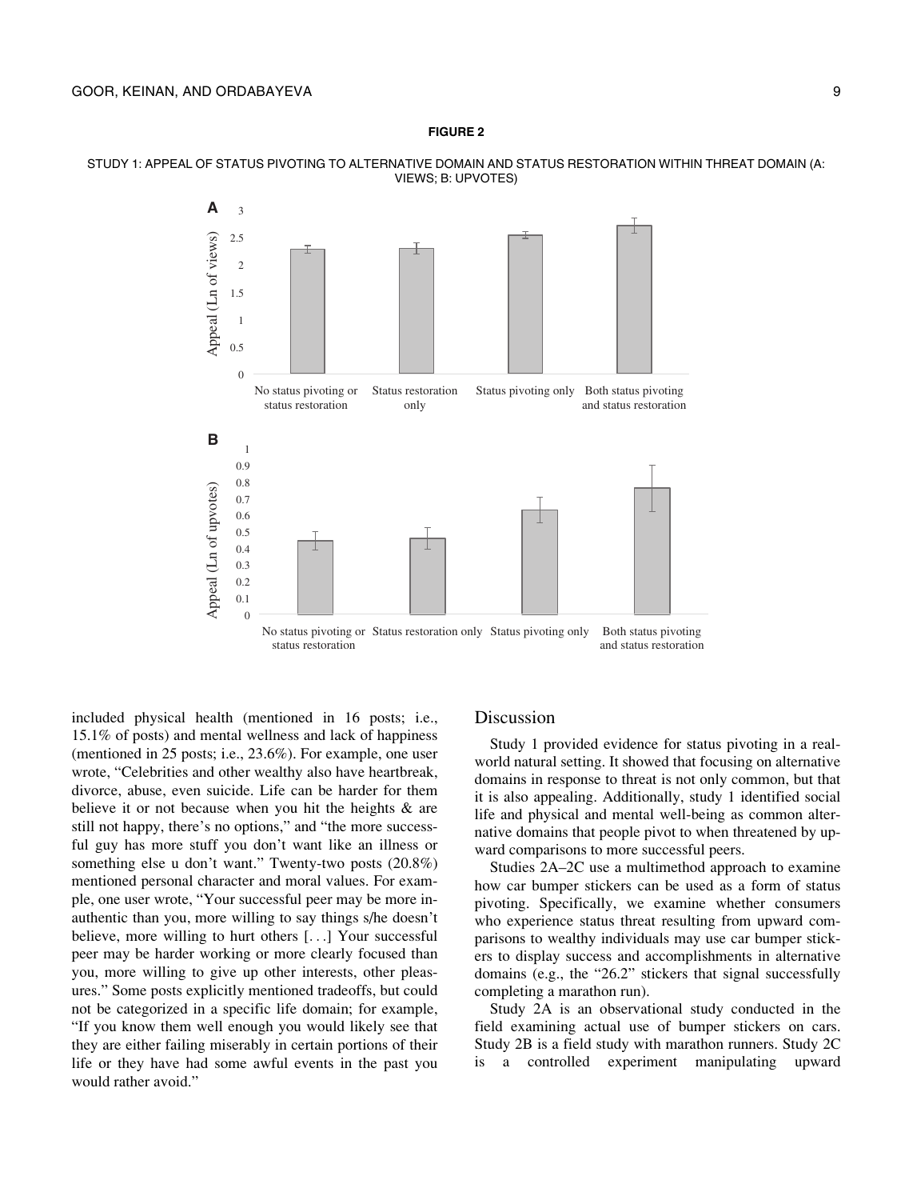**FIGURE 2**

STUDY 1: APPEAL OF STATUS PIVOTING TO ALTERNATIVE DOMAIN AND STATUS RESTORATION WITHIN THREAT DOMAIN (A: VIEWS; B: UPVOTES)

included physical health (mentioned in 16 posts; i.e., 15.1% of posts) and mental wellness and lack of happiness (mentioned in 25 posts; i.e., 23.6%). For example, one user wrote, "Celebrities and other wealthy also have heartbreak, divorce, abuse, even suicide. Life can be harder for them believe it or not because when you hit the heights & are still not happy, there's no options," and "the more successful guy has more stuff you don't want like an illness or something else u don't want." Twenty-two posts (20.8%) mentioned personal character and moral values. For example, one user wrote, "Your successful peer may be more inauthentic than you, more willing to say things s/he doesn't believe, more willing to hurt others [. . .] Your successful peer may be harder working or more clearly focused than you, more willing to give up other interests, other pleasures." Some posts explicitly mentioned tradeoffs, but could not be categorized in a specific life domain; for example, "If you know them well enough you would likely see that they are either failing miserably in certain portions of their life or they have had some awful events in the past you would rather avoid."

## Discussion

Study 1 provided evidence for status pivoting in a real-world natural setting. It showed that focusing on alternative domains in response to threat is not only common, but that it is also appealing. Additionally, study 1 identified social life and physical and mental well-being as common alternative domains that people pivot to when threatened by upward comparisons to more successful peers.

Studies 2A–2C use a multimethod approach to examine how car bumper stickers can be used as a form of status pivoting. Specifically, we examine whether consumers who experience status threat resulting from upward comparisons to wealthy individuals may use car bumper stickers to display success and accomplishments in alternative domains (e.g., the "26.2" stickers that signal successfully completing a marathon run).

Study 2A is an observational study conducted in the field examining actual use of bumper stickers on cars. Study 2B is a field study with marathon runners. Study 2C is a controlled experiment manipulating upward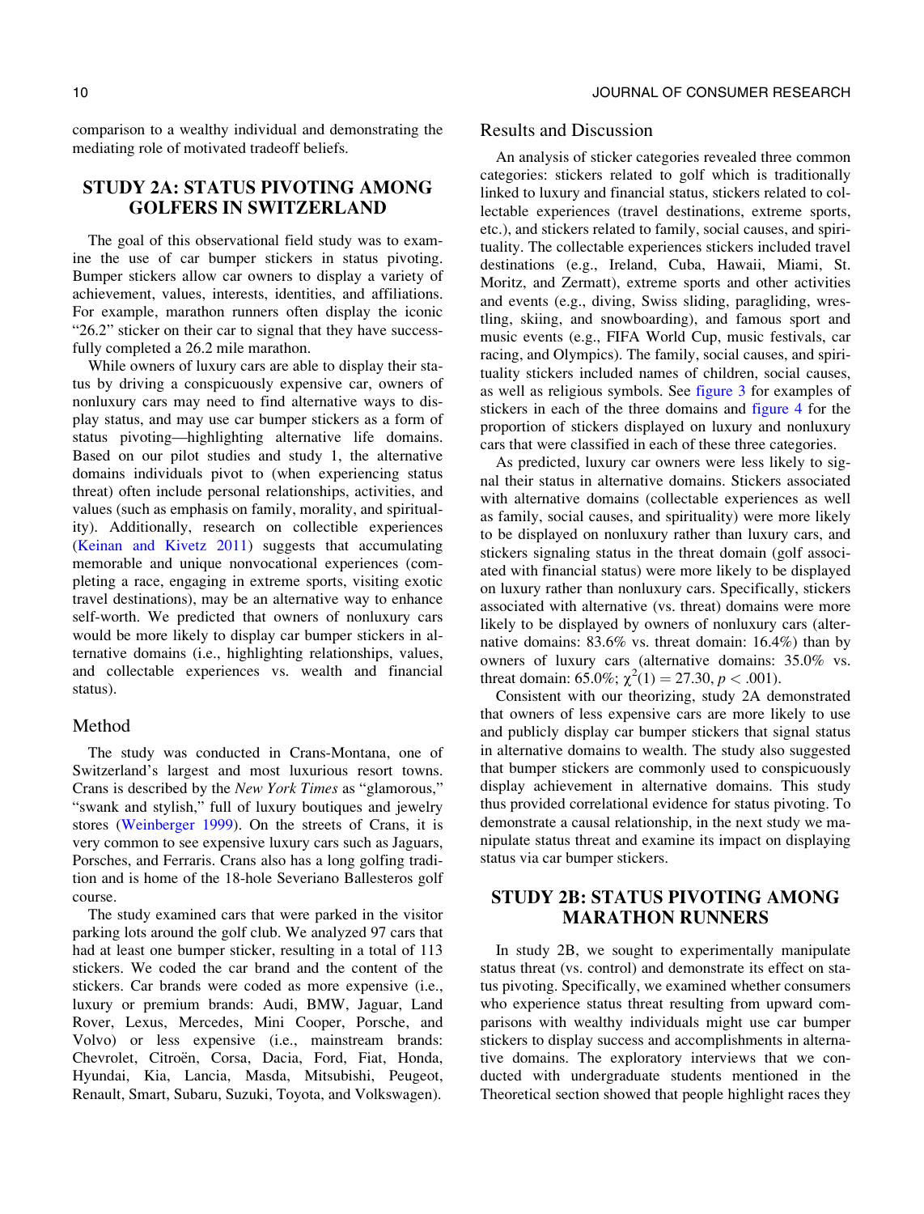comparison to a wealthy individual and demonstrating the mediating role of motivated tradeoff beliefs.

## STUDY 2A: STATUS PIVOTING AMONG GOLFERS IN SWITZERLAND

The goal of this observational field study was to examine the use of car bumper stickers in status pivoting. Bumper stickers allow car owners to display a variety of achievement, values, interests, identities, and affiliations. For example, marathon runners often display the iconic "26.2" sticker on their car to signal that they have successfully completed a 26.2 mile marathon.

While owners of luxury cars are able to display their status by driving a conspicuously expensive car, owners of nonluxury cars may need to find alternative ways to display status, and may use car bumper stickers as a form of status pivoting—highlighting alternative life domains. Based on our pilot studies and study 1, the alternative domains individuals pivot to (when experiencing status threat) often include personal relationships, activities, and values (such as emphasis on family, morality, and spirituality). Additionally, research on collectible experiences (Keinan and Kivetz 2011) suggests that accumulating memorable and unique nonvocational experiences (completing a race, engaging in extreme sports, visiting exotic travel destinations), may be an alternative way to enhance self-worth. We predicted that owners of nonluxury cars would be more likely to display car bumper stickers in alternative domains (i.e., highlighting relationships, values, and collectable experiences vs. wealth and financial status).

### Method

The study was conducted in Crans-Montana, one of Switzerland's largest and most luxurious resort towns. Crans is described by the *New York Times* as "glamorous," "swank and stylish," full of luxury boutiques and jewelry stores (Weinberger 1999). On the streets of Crans, it is very common to see expensive luxury cars such as Jaguars, Porsches, and Ferraris. Crans also has a long golfing tradition and is home of the 18-hole Severiano Ballesteros golf course.

The study examined cars that were parked in the visitor parking lots around the golf club. We analyzed 97 cars that had at least one bumper sticker, resulting in a total of 113 stickers. We coded the car brand and the content of the stickers. Car brands were coded as more expensive (i.e., luxury or premium brands: Audi, BMW, Jaguar, Land Rover, Lexus, Mercedes, Mini Cooper, Porsche, and Volvo) or less expensive (i.e., mainstream brands: Chevrolet, Citroën, Corsa, Dacia, Ford, Fiat, Honda, Hyundai, Kia, Lancia, Masda, Mitsubishi, Peugeot, Renault, Smart, Subaru, Suzuki, Toyota, and Volkswagen).

### Results and Discussion

An analysis of sticker categories revealed three common categories: stickers related to golf which is traditionally linked to luxury and financial status, stickers related to collectable experiences (travel destinations, extreme sports, etc.), and stickers related to family, social causes, and spirituality. The collectable experiences stickers included travel destinations (e.g., Ireland, Cuba, Hawaii, Miami, St. Moritz, and Zermatt), extreme sports and other activities and events (e.g., diving, Swiss sliding, paragliding, wrestling, skiing, and snowboarding), and famous sport and music events (e.g., FIFA World Cup, music festivals, car racing, and Olympics). The family, social causes, and spirituality stickers included names of children, social causes, as well as religious symbols. See figure 3 for examples of stickers in each of the three domains and figure 4 for the proportion of stickers displayed on luxury and nonluxury cars that were classified in each of these three categories.

As predicted, luxury car owners were less likely to signal their status in alternative domains. Stickers associated with alternative domains (collectable experiences as well as family, social causes, and spirituality) were more likely to be displayed on nonluxury rather than luxury cars, and stickers signaling status in the threat domain (golf associated with financial status) were more likely to be displayed on luxury rather than nonluxury cars. Specifically, stickers associated with alternative (vs. threat) domains were more likely to be displayed by owners of nonluxury cars (alternative domains: 83.6% vs. threat domain: 16.4%) than by owners of luxury cars (alternative domains: 35.0% vs. threat domain: 65.0%; $\chi^2(1) = 27.30$, $p < .001$).

Consistent with our theorizing, study 2A demonstrated that owners of less expensive cars are more likely to use and publicly display car bumper stickers that signal status in alternative domains to wealth. The study also suggested that bumper stickers are commonly used to conspicuously display achievement in alternative domains. This study thus provided correlational evidence for status pivoting. To demonstrate a causal relationship, in the next study we manipulate status threat and examine its impact on displaying status via car bumper stickers.

## STUDY 2B: STATUS PIVOTING AMONG MARATHON RUNNERS

In study 2B, we sought to experimentally manipulate status threat (vs. control) and demonstrate its effect on status pivoting. Specifically, we examined whether consumers who experience status threat resulting from upward comparisons with wealthy individuals might use car bumper stickers to display success and accomplishments in alternative domains. The exploratory interviews that we conducted with undergraduate students mentioned in the Theoretical section showed that people highlight races they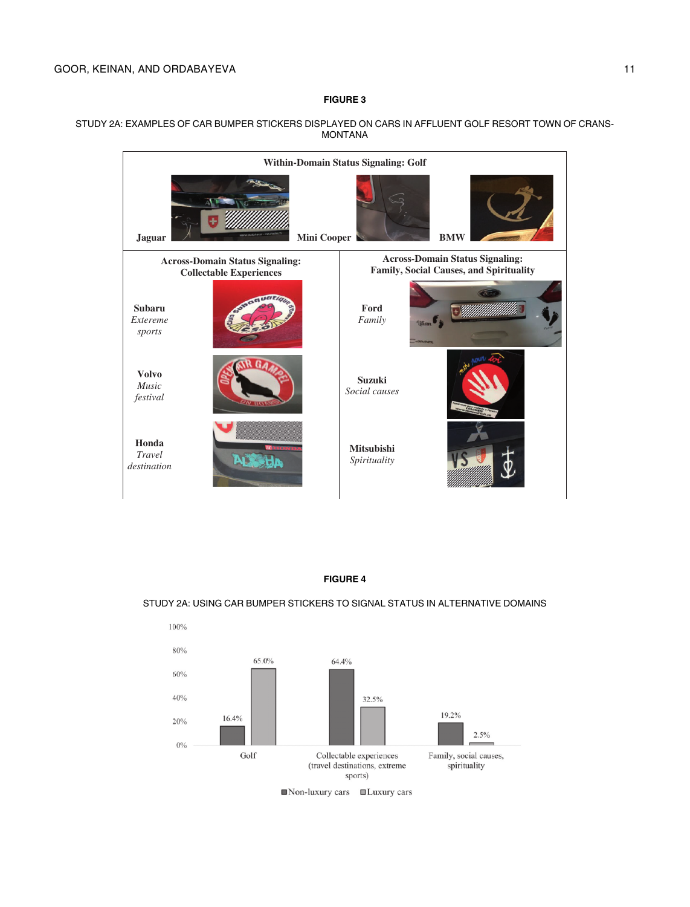**FIGURE 3**

STUDY 2A: EXAMPLES OF CAR BUMPER STICKERS DISPLAYED ON CARS IN AFFLUENT GOLF RESORT TOWN OF CRANS-MONTANA

**Within-Domain Status Signaling: Golf**

Jaguar | Mini Cooper | BMW

**Across-Domain Status Signaling: Collectable Experiences**

**Subaru** *Extereme sports*

**Volvo** *Music festival*

**Honda** *Travel destination*

**Across-Domain Status Signaling: Family, Social Causes, and Spirituality**

**Ford** *Family*

**Suzuki** *Social causes*

**Mitsubishi** *Spirituality*

**FIGURE 4**

STUDY 2A: USING CAR BUMPER STICKERS TO SIGNAL STATUS IN ALTERNATIVE DOMAINS

| | Non-luxury cars | Luxury cars |
|---|---|---|
| Golf | 16.4% | 65.0% |
| Collectable experiences (travel destinations, extreme sports) | 64.4% | 32.5% |
| Family, social causes, spirituality | 19.2% | 2.5% |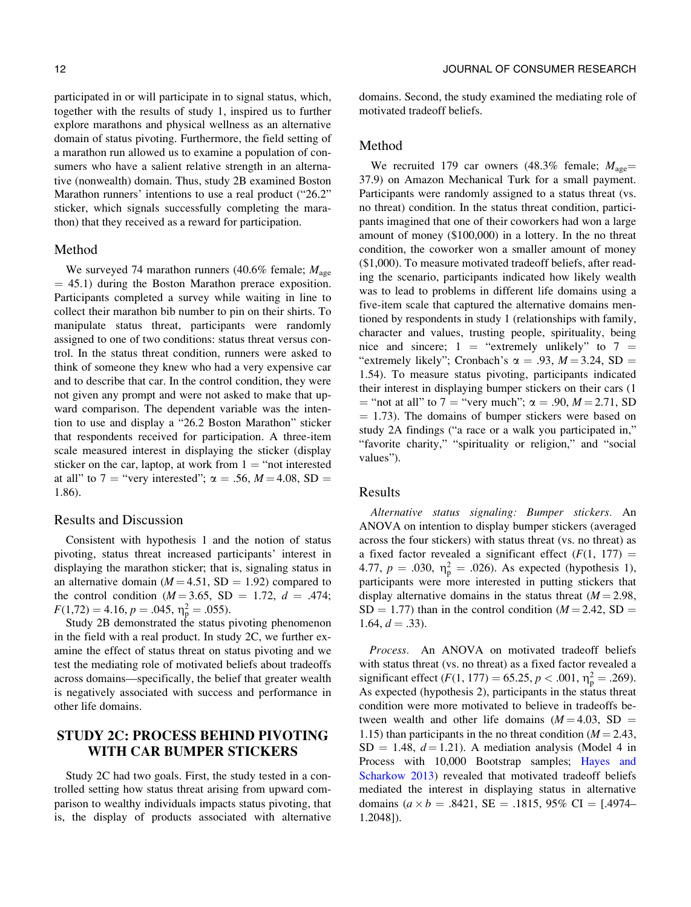participated in or will participate in to signal status, which, together with the results of study 1, inspired us to further explore marathons and physical wellness as an alternative domain of status pivoting. Furthermore, the field setting of a marathon run allowed us to examine a population of consumers who have a salient relative strength in an alternative (nonwealth) domain. Thus, study 2B examined Boston Marathon runners' intentions to use a real product ("26.2" sticker, which signals successfully completing the marathon) that they received as a reward for participation.

### Method

We surveyed 74 marathon runners (40.6% female; $M_{age}$ = 45.1) during the Boston Marathon prerace exposition. Participants completed a survey while waiting in line to collect their marathon bib number to pin on their shirts. To manipulate status threat, participants were randomly assigned to one of two conditions: status threat versus control. In the status threat condition, runners were asked to think of someone they knew who had a very expensive car and to describe that car. In the control condition, they were not given any prompt and were not asked to make that upward comparison. The dependent variable was the intention to use and display a "26.2 Boston Marathon" sticker that respondents received for participation. A three-item scale measured interest in displaying the sticker (display sticker on the car, laptop, at work from 1 = "not interested at all" to 7 = "very interested"; $\alpha$ = .56, $M$ = 4.08, SD = 1.86).

### Results and Discussion

Consistent with hypothesis 1 and the notion of status pivoting, status threat increased participants' interest in displaying the marathon sticker; that is, signaling status in an alternative domain ($M$ = 4.51, SD = 1.92) compared to the control condition ($M$ = 3.65, SD = 1.72, $d$ = .474; $F(1,72) = 4.16$, $p = .045$, $\eta_p^2 = .055$).

Study 2B demonstrated the status pivoting phenomenon in the field with a real product. In study 2C, we further examine the effect of status threat on status pivoting and we test the mediating role of motivated beliefs about tradeoffs across domains—specifically, the belief that greater wealth is negatively associated with success and performance in other life domains.

## STUDY 2C: PROCESS BEHIND PIVOTING WITH CAR BUMPER STICKERS

Study 2C had two goals. First, the study tested in a controlled setting how status threat arising from upward comparison to wealthy individuals impacts status pivoting, that is, the display of products associated with alternative domains. Second, the study examined the mediating role of motivated tradeoff beliefs.

### Method

We recruited 179 car owners (48.3% female; $M_{age}$= 37.9) on Amazon Mechanical Turk for a small payment. Participants were randomly assigned to a status threat (vs. no threat) condition. In the status threat condition, participants imagined that one of their coworkers had won a large amount of money ($100,000) in a lottery. In the no threat condition, the coworker won a smaller amount of money ($1,000). To measure motivated tradeoff beliefs, after reading the scenario, participants indicated how likely wealth was to lead to problems in different life domains using a five-item scale that captured the alternative domains mentioned by respondents in study 1 (relationships with family, character and values, trusting people, spirituality, being nice and sincere; 1 = "extremely unlikely" to 7 = "extremely likely"; Cronbach's $\alpha$ = .93, $M$ = 3.24, SD = 1.54). To measure status pivoting, participants indicated their interest in displaying bumper stickers on their cars (1 = "not at all" to 7 = "very much"; $\alpha$ = .90, $M$ = 2.71, SD = 1.73). The domains of bumper stickers were based on study 2A findings ("a race or a walk you participated in," "favorite charity," "spirituality or religion," and "social values").

### Results

*Alternative status signaling: Bumper stickers.* An ANOVA on intention to display bumper stickers (averaged across the four stickers) with status threat (vs. no threat) as a fixed factor revealed a significant effect ($F(1, 177)$ = 4.77, $p$ = .030, $\eta_p^2$ = .026). As expected (hypothesis 1), participants were more interested in putting stickers that display alternative domains in the status threat ($M$ = 2.98, SD = 1.77) than in the control condition ($M$ = 2.42, SD = 1.64, $d$ = .33).

*Process.* An ANOVA on motivated tradeoff beliefs with status threat (vs. no threat) as a fixed factor revealed a significant effect ($F(1, 177) = 65.25$, $p < .001$, $\eta_p^2 = .269$). As expected (hypothesis 2), participants in the status threat condition were more motivated to believe in tradeoffs between wealth and other life domains ($M$ = 4.03, SD = 1.15) than participants in the no threat condition ($M$ = 2.43, SD = 1.48, $d$ = 1.21). A mediation analysis (Model 4 in Process with 10,000 Bootstrap samples; Hayes and Scharkow 2013) revealed that motivated tradeoff beliefs mediated the interest in displaying status in alternative domains ($a \times b$ = .8421, SE = .1815, 95% CI = [.4974–1.2048]).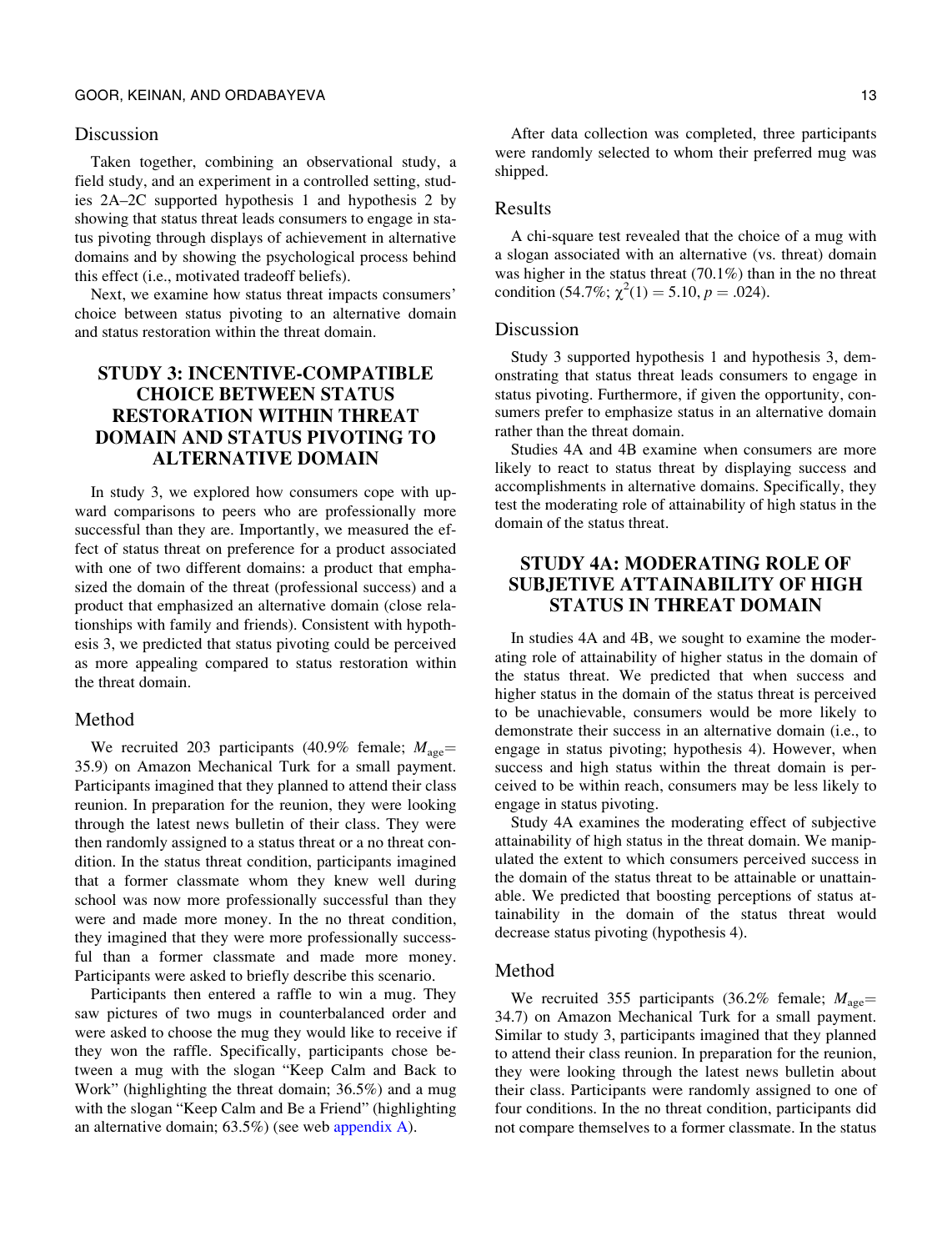## Discussion

Taken together, combining an observational study, a field study, and an experiment in a controlled setting, studies 2A–2C supported hypothesis 1 and hypothesis 2 by showing that status threat leads consumers to engage in status pivoting through displays of achievement in alternative domains and by showing the psychological process behind this effect (i.e., motivated tradeoff beliefs).

Next, we examine how status threat impacts consumers' choice between status pivoting to an alternative domain and status restoration within the threat domain.

## STUDY 3: INCENTIVE-COMPATIBLE CHOICE BETWEEN STATUS RESTORATION WITHIN THREAT DOMAIN AND STATUS PIVOTING TO ALTERNATIVE DOMAIN

In study 3, we explored how consumers cope with upward comparisons to peers who are professionally more successful than they are. Importantly, we measured the effect of status threat on preference for a product associated with one of two different domains: a product that emphasized the domain of the threat (professional success) and a product that emphasized an alternative domain (close relationships with family and friends). Consistent with hypothesis 3, we predicted that status pivoting could be perceived as more appealing compared to status restoration within the threat domain.

### Method

We recruited 203 participants (40.9% female; $M_{age}$= 35.9) on Amazon Mechanical Turk for a small payment. Participants imagined that they planned to attend their class reunion. In preparation for the reunion, they were looking through the latest news bulletin of their class. They were then randomly assigned to a status threat or a no threat condition. In the status threat condition, participants imagined that a former classmate whom they knew well during school was now more professionally successful than they were and made more money. In the no threat condition, they imagined that they were more professionally successful than a former classmate and made more money. Participants were asked to briefly describe this scenario.

Participants then entered a raffle to win a mug. They saw pictures of two mugs in counterbalanced order and were asked to choose the mug they would like to receive if they won the raffle. Specifically, participants chose between a mug with the slogan "Keep Calm and Back to Work" (highlighting the threat domain; 36.5%) and a mug with the slogan "Keep Calm and Be a Friend" (highlighting an alternative domain; 63.5%) (see web appendix A).

After data collection was completed, three participants were randomly selected to whom their preferred mug was shipped.

### Results

A chi-square test revealed that the choice of a mug with a slogan associated with an alternative (vs. threat) domain was higher in the status threat (70.1%) than in the no threat condition (54.7%; $\chi^2(1) = 5.10$, $p = .024$).

### Discussion

Study 3 supported hypothesis 1 and hypothesis 3, demonstrating that status threat leads consumers to engage in status pivoting. Furthermore, if given the opportunity, consumers prefer to emphasize status in an alternative domain rather than the threat domain.

Studies 4A and 4B examine when consumers are more likely to react to status threat by displaying success and accomplishments in alternative domains. Specifically, they test the moderating role of attainability of high status in the domain of the status threat.

## STUDY 4A: MODERATING ROLE OF SUBJETIVE ATTAINABILITY OF HIGH STATUS IN THREAT DOMAIN

In studies 4A and 4B, we sought to examine the moderating role of attainability of higher status in the domain of the status threat. We predicted that when success and higher status in the domain of the status threat is perceived to be unachievable, consumers would be more likely to demonstrate their success in an alternative domain (i.e., to engage in status pivoting; hypothesis 4). However, when success and high status within the threat domain is perceived to be within reach, consumers may be less likely to engage in status pivoting.

Study 4A examines the moderating effect of subjective attainability of high status in the threat domain. We manipulated the extent to which consumers perceived success in the domain of the status threat to be attainable or unattainable. We predicted that boosting perceptions of status attainability in the domain of the status threat would decrease status pivoting (hypothesis 4).

### Method

We recruited 355 participants (36.2% female; $M_{age}$= 34.7) on Amazon Mechanical Turk for a small payment. Similar to study 3, participants imagined that they planned to attend their class reunion. In preparation for the reunion, they were looking through the latest news bulletin about their class. Participants were randomly assigned to one of four conditions. In the no threat condition, participants did not compare themselves to a former classmate. In the status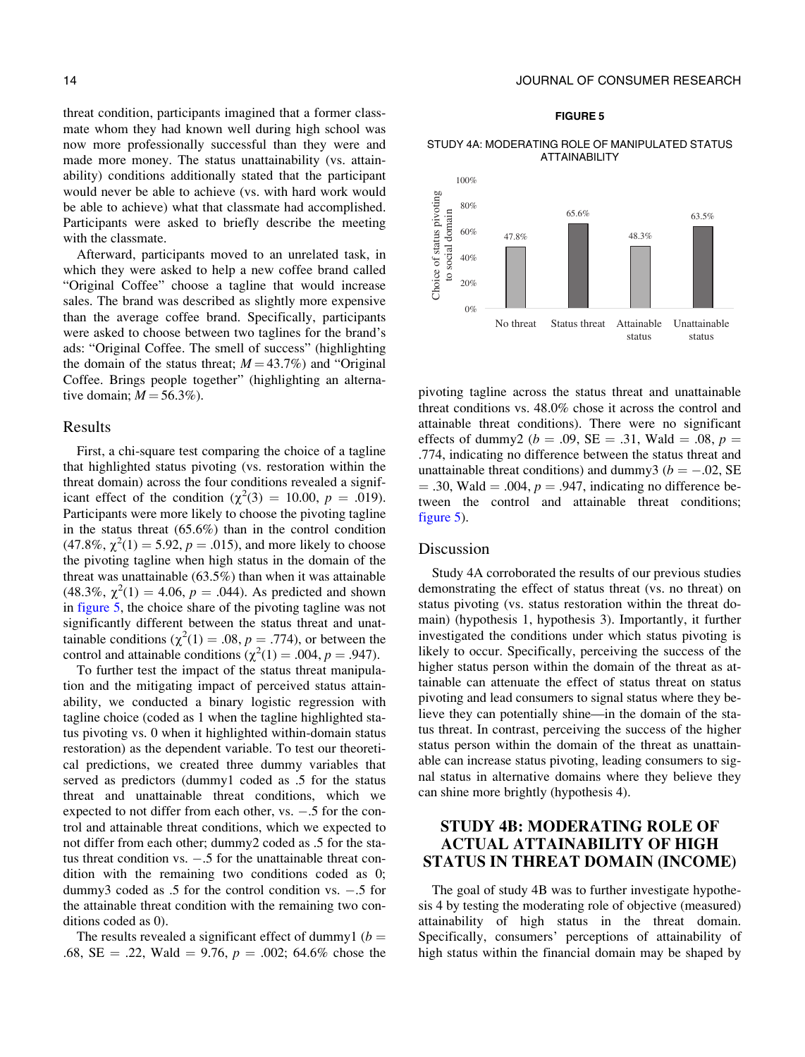threat condition, participants imagined that a former classmate whom they had known well during high school was now more professionally successful than they were and made more money. The status unattainability (vs. attainability) conditions additionally stated that the participant would never be able to achieve (vs. with hard work would be able to achieve) what that classmate had accomplished. Participants were asked to briefly describe the meeting with the classmate.

Afterward, participants moved to an unrelated task, in which they were asked to help a new coffee brand called "Original Coffee" choose a tagline that would increase sales. The brand was described as slightly more expensive than the average coffee brand. Specifically, participants were asked to choose between two taglines for the brand's ads: "Original Coffee. The smell of success" (highlighting the domain of the status threat; $M = 43.7\%$) and "Original Coffee. Brings people together" (highlighting an alternative domain; $M = 56.3\%$).

## Results

First, a chi-square test comparing the choice of a tagline that highlighted status pivoting (vs. restoration within the threat domain) across the four conditions revealed a significant effect of the condition ($\chi^2(3) = 10.00$, $p = .019$). Participants were more likely to choose the pivoting tagline in the status threat (65.6%) than in the control condition (47.8%, $\chi^2(1) = 5.92$, $p = .015$), and more likely to choose the pivoting tagline when high status in the domain of the threat was unattainable (63.5%) than when it was attainable (48.3%, $\chi^2(1) = 4.06$, $p = .044$). As predicted and shown in figure 5, the choice share of the pivoting tagline was not significantly different between the status threat and unattainable conditions ($\chi^2(1) = .08$, $p = .774$), or between the control and attainable conditions ($\chi^2(1) = .004$, $p = .947$).

To further test the impact of the status threat manipulation and the mitigating impact of perceived status attainability, we conducted a binary logistic regression with tagline choice (coded as 1 when the tagline highlighted status pivoting vs. 0 when it highlighted within-domain status restoration) as the dependent variable. To test our theoretical predictions, we created three dummy variables that served as predictors (dummy1 coded as .5 for the status threat and unattainable threat conditions, which we expected to not differ from each other, vs. −.5 for the control and attainable threat conditions, which we expected to not differ from each other; dummy2 coded as .5 for the status threat condition vs. −.5 for the unattainable threat condition with the remaining two conditions coded as 0; dummy3 coded as .5 for the control condition vs. −.5 for the attainable threat condition with the remaining two conditions coded as 0).

The results revealed a significant effect of dummy1 ($b = .68$, $SE = .22$, $Wald = 9.76$, $p = .002$; 64.6% chose the pivoting tagline across the status threat and unattainable threat conditions vs. 48.0% chose it across the control and attainable threat conditions). There were no significant effects of dummy2 ($b = .09$, $SE = .31$, $Wald = .08$, $p = .774$, indicating no difference between the status threat and unattainable threat conditions) and dummy3 ($b = -.02$, $SE = .30$, $Wald = .004$, $p = .947$, indicating no difference between the control and attainable threat conditions; figure 5).

**FIGURE 5**

STUDY 4A: MODERATING ROLE OF MANIPULATED STATUS ATTAINABILITY

| Condition | Choice of status pivoting to social domain |
|---|---|
| No threat | 47.8% |
| Status threat | 65.6% |
| Attainable status | 48.3% |
| Unattainable status | 63.5% |

## Discussion

Study 4A corroborated the results of our previous studies demonstrating the effect of status threat (vs. no threat) on status pivoting (vs. status restoration within the threat domain) (hypothesis 1, hypothesis 3). Importantly, it further investigated the conditions under which status pivoting is likely to occur. Specifically, perceiving the success of the higher status person within the domain of the threat as attainable can attenuate the effect of status threat on status pivoting and lead consumers to signal status where they believe they can potentially shine—in the domain of the status threat. In contrast, perceiving the success of the higher status person within the domain of the threat as unattainable can increase status pivoting, leading consumers to signal status in alternative domains where they believe they can shine more brightly (hypothesis 4).

# STUDY 4B: MODERATING ROLE OF ACTUAL ATTAINABILITY OF HIGH STATUS IN THREAT DOMAIN (INCOME)

The goal of study 4B was to further investigate hypothesis 4 by testing the moderating role of objective (measured) attainability of high status in the threat domain. Specifically, consumers' perceptions of attainability of high status within the financial domain may be shaped by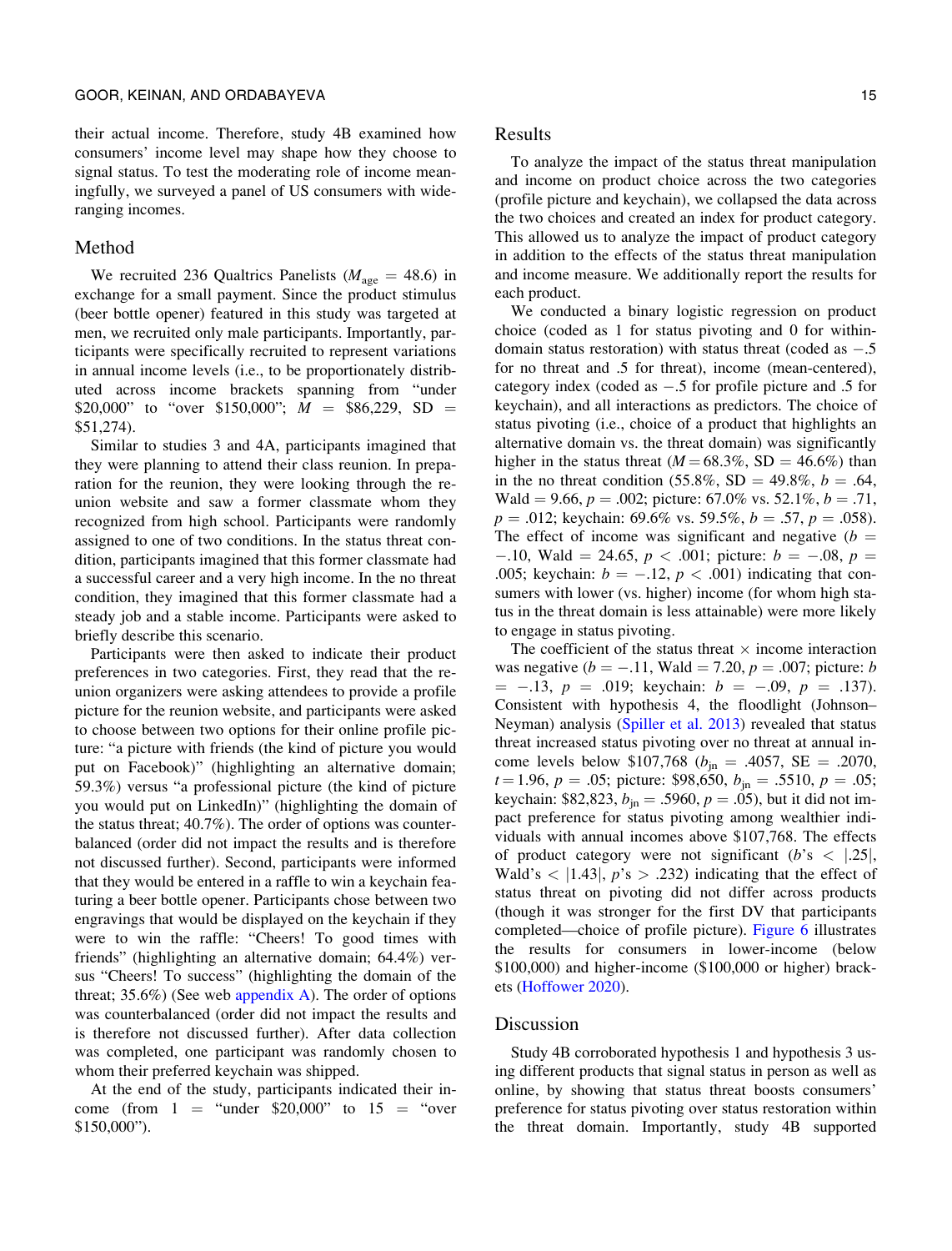their actual income. Therefore, study 4B examined how consumers' income level may shape how they choose to signal status. To test the moderating role of income meaningfully, we surveyed a panel of US consumers with wide-ranging incomes.

## Method

We recruited 236 Qualtrics Panelists ($M_{age}$ = 48.6) in exchange for a small payment. Since the product stimulus (beer bottle opener) featured in this study was targeted at men, we recruited only male participants. Importantly, participants were specifically recruited to represent variations in annual income levels (i.e., to be proportionately distributed across income brackets spanning from "under \$20,000" to "over \$150,000"; $M$ = \$86,229, SD = \$51,274).

Similar to studies 3 and 4A, participants imagined that they were planning to attend their class reunion. In preparation for the reunion, they were looking through the reunion website and saw a former classmate whom they recognized from high school. Participants were randomly assigned to one of two conditions. In the status threat condition, participants imagined that this former classmate had a successful career and a very high income. In the no threat condition, they imagined that this former classmate had a steady job and a stable income. Participants were asked to briefly describe this scenario.

Participants were then asked to indicate their product preferences in two categories. First, they read that the reunion organizers were asking attendees to provide a profile picture for the reunion website, and participants were asked to choose between two options for their online profile picture: "a picture with friends (the kind of picture you would put on Facebook)" (highlighting an alternative domain; 59.3%) versus "a professional picture (the kind of picture you would put on LinkedIn)" (highlighting the domain of the status threat; 40.7%). The order of options was counterbalanced (order did not impact the results and is therefore not discussed further). Second, participants were informed that they would be entered in a raffle to win a keychain featuring a beer bottle opener. Participants chose between two engravings that would be displayed on the keychain if they were to win the raffle: "Cheers! To good times with friends" (highlighting an alternative domain; 64.4%) versus "Cheers! To success" (highlighting the domain of the threat; 35.6%) (See web appendix A). The order of options was counterbalanced (order did not impact the results and is therefore not discussed further). After data collection was completed, one participant was randomly chosen to whom their preferred keychain was shipped.

At the end of the study, participants indicated their income (from 1 = "under \$20,000" to 15 = "over \$150,000").

## Results

To analyze the impact of the status threat manipulation and income on product choice across the two categories (profile picture and keychain), we collapsed the data across the two choices and created an index for product category. This allowed us to analyze the impact of product category in addition to the effects of the status threat manipulation and income measure. We additionally report the results for each product.

We conducted a binary logistic regression on product choice (coded as 1 for status pivoting and 0 for within-domain status restoration) with status threat (coded as −.5 for no threat and .5 for threat), income (mean-centered), category index (coded as −.5 for profile picture and .5 for keychain), and all interactions as predictors. The choice of status pivoting (i.e., choice of a product that highlights an alternative domain vs. the threat domain) was significantly higher in the status threat ($M$ = 68.3%, SD = 46.6%) than in the no threat condition (55.8%, SD = 49.8%, $b$ = .64, Wald = 9.66, $p$ = .002; picture: 67.0% vs. 52.1%, $b$ = .71, $p$ = .012; keychain: 69.6% vs. 59.5%, $b$ = .57, $p$ = .058). The effect of income was significant and negative ($b$ = −.10, Wald = 24.65, $p$ < .001; picture: $b$ = −.08, $p$ = .005; keychain: $b$ = −.12, $p$ < .001) indicating that consumers with lower (vs. higher) income (for whom high status in the threat domain is less attainable) were more likely to engage in status pivoting.

The coefficient of the status threat × income interaction was negative ($b$ = −.11, Wald = 7.20, $p$ = .007; picture: $b$ = −.13, $p$ = .019; keychain: $b$ = −.09, $p$ = .137). Consistent with hypothesis 4, the floodlight (Johnson–Neyman) analysis (Spiller et al. 2013) revealed that status threat increased status pivoting over no threat at annual income levels below \$107,768 ($b_{jn}$ = .4057, SE = .2070, $t$ = 1.96, $p$ = .05; picture: \$98,650, $b_{jn}$ = .5510, $p$ = .05; keychain: \$82,823, $b_{jn}$ = .5960, $p$ = .05), but it did not impact preference for status pivoting among wealthier individuals with annual incomes above \$107,768. The effects of product category were not significant ($b$'s < |.25|, Wald's < |1.43|, $p$'s > .232) indicating that the effect of status threat on pivoting did not differ across products (though it was stronger for the first DV that participants completed—choice of profile picture). Figure 6 illustrates the results for consumers in lower-income (below \$100,000) and higher-income (\$100,000 or higher) brackets (Hoffower 2020).

## Discussion

Study 4B corroborated hypothesis 1 and hypothesis 3 using different products that signal status in person as well as online, by showing that status threat boosts consumers' preference for status pivoting over status restoration within the threat domain. Importantly, study 4B supported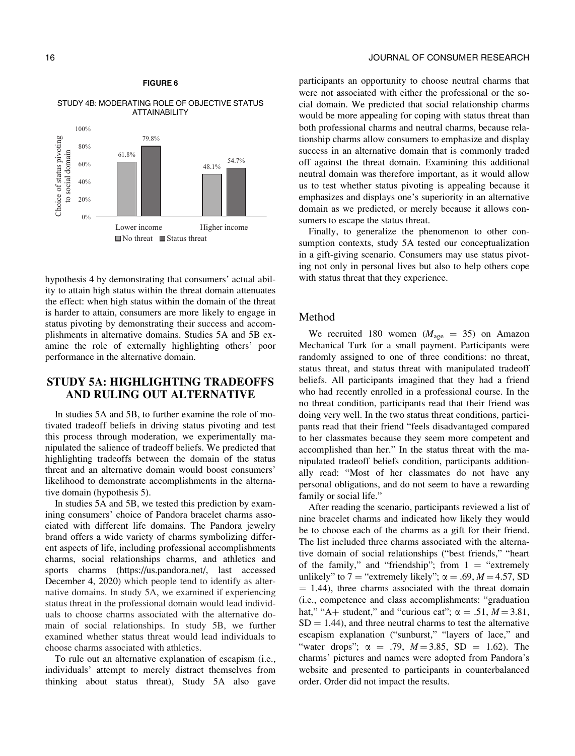**FIGURE 6**

STUDY 4B: MODERATING ROLE OF OBJECTIVE STATUS ATTAINABILITY

| | No threat | Status threat |
|---|---|---|
| Lower income | 61.8% | 79.8% |
| Higher income | 48.1% | 54.7% |

hypothesis 4 by demonstrating that consumers' actual ability to attain high status within the threat domain attenuates the effect: when high status within the domain of the threat is harder to attain, consumers are more likely to engage in status pivoting by demonstrating their success and accomplishments in alternative domains. Studies 5A and 5B examine the role of externally highlighting others' poor performance in the alternative domain.

## STUDY 5A: HIGHLIGHTING TRADEOFFS AND RULING OUT ALTERNATIVE

In studies 5A and 5B, to further examine the role of motivated tradeoff beliefs in driving status pivoting and test this process through moderation, we experimentally manipulated the salience of tradeoff beliefs. We predicted that highlighting tradeoffs between the domain of the status threat and an alternative domain would boost consumers' likelihood to demonstrate accomplishments in the alternative domain (hypothesis 5).

In studies 5A and 5B, we tested this prediction by examining consumers' choice of Pandora bracelet charms associated with different life domains. The Pandora jewelry brand offers a wide variety of charms symbolizing different aspects of life, including professional accomplishments charms, social relationships charms, and athletics and sports charms (https://us.pandora.net/, last accessed December 4, 2020) which people tend to identify as alternative domains. In study 5A, we examined if experiencing status threat in the professional domain would lead individuals to choose charms associated with the alternative domain of social relationships. In study 5B, we further examined whether status threat would lead individuals to choose charms associated with athletics.

To rule out an alternative explanation of escapism (i.e., individuals' attempt to merely distract themselves from thinking about status threat), Study 5A also gave participants an opportunity to choose neutral charms that were not associated with either the professional or the social domain. We predicted that social relationship charms would be more appealing for coping with status threat than both professional charms and neutral charms, because relationship charms allow consumers to emphasize and display success in an alternative domain that is commonly traded off against the threat domain. Examining this additional neutral domain was therefore important, as it would allow us to test whether status pivoting is appealing because it emphasizes and displays one's superiority in an alternative domain as we predicted, or merely because it allows consumers to escape the status threat.

Finally, to generalize the phenomenon to other consumption contexts, study 5A tested our conceptualization in a gift-giving scenario. Consumers may use status pivoting not only in personal lives but also to help others cope with status threat that they experience.

### Method

We recruited 180 women ($M_{\text{age}} = 35$) on Amazon Mechanical Turk for a small payment. Participants were randomly assigned to one of three conditions: no threat, status threat, and status threat with manipulated tradeoff beliefs. All participants imagined that they had a friend who had recently enrolled in a professional course. In the no threat condition, participants read that their friend was doing very well. In the two status threat conditions, participants read that their friend "feels disadvantaged compared to her classmates because they seem more competent and accomplished than her." In the status threat with the manipulated tradeoff beliefs condition, participants additionally read: "Most of her classmates do not have any personal obligations, and do not seem to have a rewarding family or social life."

After reading the scenario, participants reviewed a list of nine bracelet charms and indicated how likely they would be to choose each of the charms as a gift for their friend. The list included three charms associated with the alternative domain of social relationships ("best friends," "heart of the family," and "friendship"; from 1 = "extremely unlikely" to 7 = "extremely likely"; $\alpha = .69$, $M = 4.57$, SD $= 1.44$), three charms associated with the threat domain (i.e., competence and class accomplishments: "graduation hat," "A+ student," and "curious cat"; $\alpha = .51$, $M = 3.81$, SD $= 1.44$), and three neutral charms to test the alternative escapism explanation ("sunburst," "layers of lace," and "water drops"; $\alpha = .79$, $M = 3.85$, SD $= 1.62$). The charms' pictures and names were adopted from Pandora's website and presented to participants in counterbalanced order. Order did not impact the results.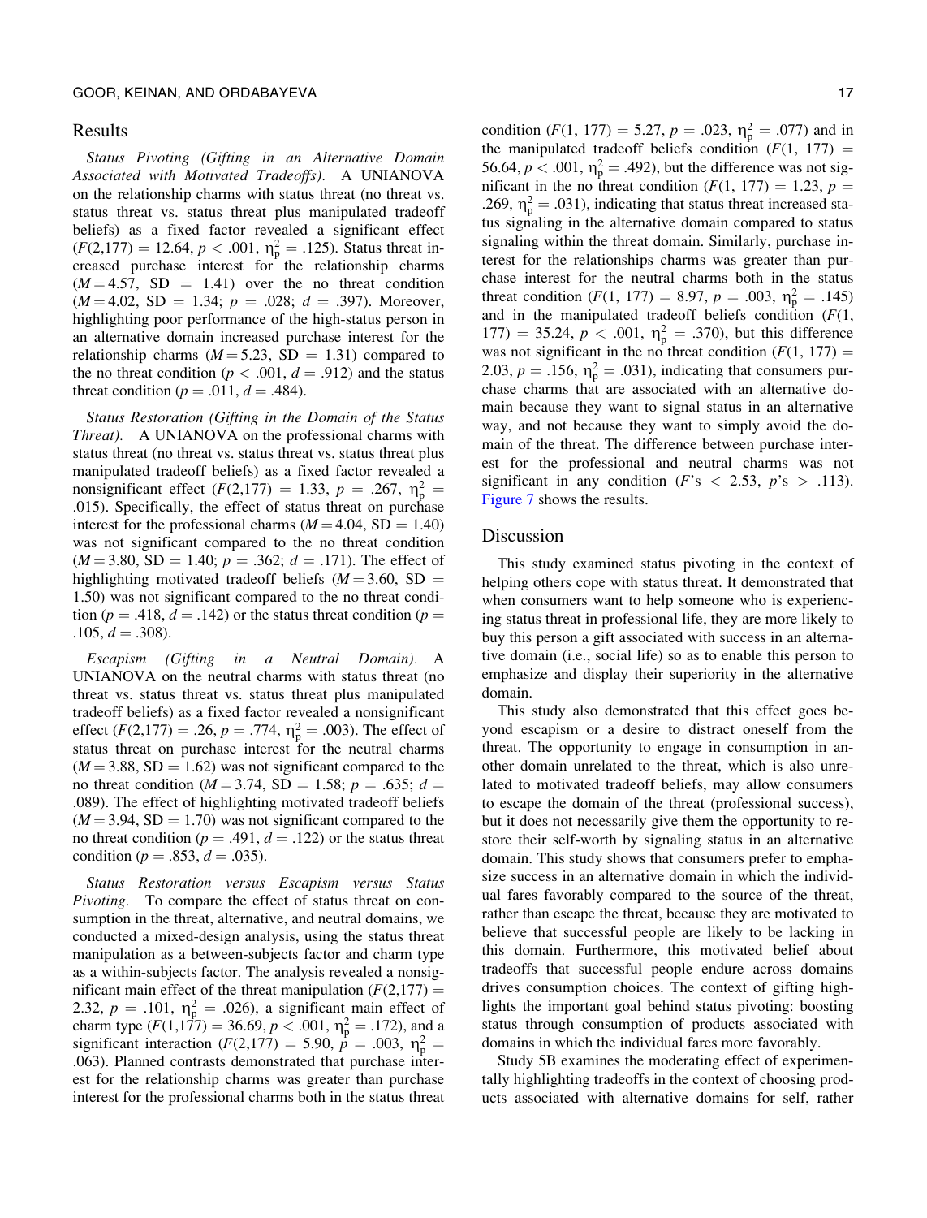## Results

*Status Pivoting (Gifting in an Alternative Domain Associated with Motivated Tradeoffs).* A UNIANOVA on the relationship charms with status threat (no threat vs. status threat vs. status threat plus manipulated tradeoff beliefs) as a fixed factor revealed a significant effect ($F(2,177) = 12.64$, $p < .001$, $\eta_p^2 = .125$). Status threat increased purchase interest for the relationship charms ($M = 4.57$, $SD = 1.41$) over the no threat condition ($M = 4.02$, $SD = 1.34$; $p = .028$; $d = .397$). Moreover, highlighting poor performance of the high-status person in an alternative domain increased purchase interest for the relationship charms ($M = 5.23$, $SD = 1.31$) compared to the no threat condition ($p < .001$, $d = .912$) and the status threat condition ($p = .011$, $d = .484$).

*Status Restoration (Gifting in the Domain of the Status Threat).* A UNIANOVA on the professional charms with status threat (no threat vs. status threat vs. status threat plus manipulated tradeoff beliefs) as a fixed factor revealed a nonsignificant effect ($F(2,177) = 1.33$, $p = .267$, $\eta_p^2 = .015$). Specifically, the effect of status threat on purchase interest for the professional charms ($M = 4.04$, $SD = 1.40$) was not significant compared to the no threat condition ($M = 3.80$, $SD = 1.40$; $p = .362$; $d = .171$). The effect of highlighting motivated tradeoff beliefs ($M = 3.60$, $SD = 1.50$) was not significant compared to the no threat condition ($p = .418$, $d = .142$) or the status threat condition ($p = .105$, $d = .308$).

*Escapism (Gifting in a Neutral Domain).* A UNIANOVA on the neutral charms with status threat (no threat vs. status threat vs. status threat plus manipulated tradeoff beliefs) as a fixed factor revealed a nonsignificant effect ($F(2,177) = .26$, $p = .774$, $\eta_p^2 = .003$). The effect of status threat on purchase interest for the neutral charms ($M = 3.88$, $SD = 1.62$) was not significant compared to the no threat condition ($M = 3.74$, $SD = 1.58$; $p = .635$; $d = .089$). The effect of highlighting motivated tradeoff beliefs ($M = 3.94$, $SD = 1.70$) was not significant compared to the no threat condition ($p = .491$, $d = .122$) or the status threat condition ($p = .853$, $d = .035$).

*Status Restoration versus Escapism versus Status Pivoting.* To compare the effect of status threat on consumption in the threat, alternative, and neutral domains, we conducted a mixed-design analysis, using the status threat manipulation as a between-subjects factor and charm type as a within-subjects factor. The analysis revealed a nonsignificant main effect of the threat manipulation ($F(2,177) = 2.32$, $p = .101$, $\eta_p^2 = .026$), a significant main effect of charm type ($F(1,177) = 36.69$, $p < .001$, $\eta_p^2 = .172$), and a significant interaction ($F(2,177) = 5.90$, $p = .003$, $\eta_p^2 = .063$). Planned contrasts demonstrated that purchase interest for the relationship charms was greater than purchase interest for the professional charms both in the status threat condition ($F(1, 177) = 5.27$, $p = .023$, $\eta_p^2 = .077$) and in the manipulated tradeoff beliefs condition ($F(1, 177) = 56.64$, $p < .001$, $\eta_p^2 = .492$), but the difference was not significant in the no threat condition ($F(1, 177) = 1.23$, $p = .269$, $\eta_p^2 = .031$), indicating that status threat increased status signaling in the alternative domain compared to status signaling within the threat domain. Similarly, purchase interest for the relationships charms was greater than purchase interest for the neutral charms both in the status threat condition ($F(1, 177) = 8.97$, $p = .003$, $\eta_p^2 = .145$) and in the manipulated tradeoff beliefs condition ($F(1, 177) = 35.24$, $p < .001$, $\eta_p^2 = .370$), but this difference was not significant in the no threat condition ($F(1, 177) = 2.03$, $p = .156$, $\eta_p^2 = .031$), indicating that consumers purchase charms that are associated with an alternative domain because they want to signal status in an alternative way, and not because they want to simply avoid the domain of the threat. The difference between purchase interest for the professional and neutral charms was not significant in any condition ($F$'s $< 2.53$, $p$'s $> .113$). Figure 7 shows the results.

## Discussion

This study examined status pivoting in the context of helping others cope with status threat. It demonstrated that when consumers want to help someone who is experiencing status threat in professional life, they are more likely to buy this person a gift associated with success in an alternative domain (i.e., social life) so as to enable this person to emphasize and display their superiority in the alternative domain.

This study also demonstrated that this effect goes beyond escapism or a desire to distract oneself from the threat. The opportunity to engage in consumption in another domain unrelated to the threat, which is also unrelated to motivated tradeoff beliefs, may allow consumers to escape the domain of the threat (professional success), but it does not necessarily give them the opportunity to restore their self-worth by signaling status in an alternative domain. This study shows that consumers prefer to emphasize success in an alternative domain in which the individual fares favorably compared to the source of the threat, rather than escape the threat, because they are motivated to believe that successful people are likely to be lacking in this domain. Furthermore, this motivated belief about tradeoffs that successful people endure across domains drives consumption choices. The context of gifting highlights the important goal behind status pivoting: boosting status through consumption of products associated with domains in which the individual fares more favorably.

Study 5B examines the moderating effect of experimentally highlighting tradeoffs in the context of choosing products associated with alternative domains for self, rather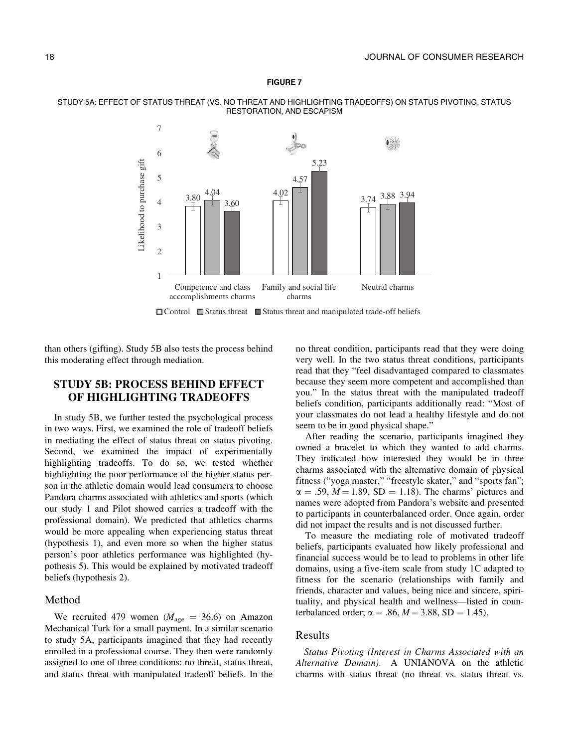**FIGURE 7**

STUDY 5A: EFFECT OF STATUS THREAT (VS. NO THREAT AND HIGHLIGHTING TRADEOFFS) ON STATUS PIVOTING, STATUS RESTORATION, AND ESCAPISM

| Likelihood to purchase gift | Control | Status threat | Status threat and manipulated trade-off beliefs |
|---|---|---|---|
| Competence and class accomplishments charms | 3.80 | 4.04 | 3.60 |
| Family and social life charms | 4.02 | 4.57 | 5.23 |
| Neutral charms | 3.74 | 3.88 | 3.94 |

than others (gifting). Study 5B also tests the process behind this moderating effect through mediation.

## STUDY 5B: PROCESS BEHIND EFFECT OF HIGHLIGHTING TRADEOFFS

In study 5B, we further tested the psychological process in two ways. First, we examined the role of tradeoff beliefs in mediating the effect of status threat on status pivoting. Second, we examined the impact of experimentally highlighting tradeoffs. To do so, we tested whether highlighting the poor performance of the higher status person in the athletic domain would lead consumers to choose Pandora charms associated with athletics and sports (which our study 1 and Pilot showed carries a tradeoff with the professional domain). We predicted that athletics charms would be more appealing when experiencing status threat (hypothesis 1), and even more so when the higher status person's poor athletics performance was highlighted (hypothesis 5). This would be explained by motivated tradeoff beliefs (hypothesis 2).

### Method

We recruited 479 women ($M_{age}$ = 36.6) on Amazon Mechanical Turk for a small payment. In a similar scenario to study 5A, participants imagined that they had recently enrolled in a professional course. They then were randomly assigned to one of three conditions: no threat, status threat, and status threat with manipulated tradeoff beliefs. In the no threat condition, participants read that they were doing very well. In the two status threat conditions, participants read that they "feel disadvantaged compared to classmates because they seem more competent and accomplished than you." In the status threat with the manipulated tradeoff beliefs condition, participants additionally read: "Most of your classmates do not lead a healthy lifestyle and do not seem to be in good physical shape."

After reading the scenario, participants imagined they owned a bracelet to which they wanted to add charms. They indicated how interested they would be in three charms associated with the alternative domain of physical fitness ("yoga master," "freestyle skater," and "sports fan"; $\alpha$ = .59, $M$ = 1.89, SD = 1.18). The charms' pictures and names were adopted from Pandora's website and presented to participants in counterbalanced order. Once again, order did not impact the results and is not discussed further.

To measure the mediating role of motivated tradeoff beliefs, participants evaluated how likely professional and financial success would be to lead to problems in other life domains, using a five-item scale from study 1C adapted to fitness for the scenario (relationships with family and friends, character and values, being nice and sincere, spirituality, and physical health and wellness—listed in counterbalanced order; $\alpha$ = .86, $M$ = 3.88, SD = 1.45).

### Results

*Status Pivoting (Interest in Charms Associated with an Alternative Domain).* A UNIANOVA on the athletic charms with status threat (no threat vs. status threat vs.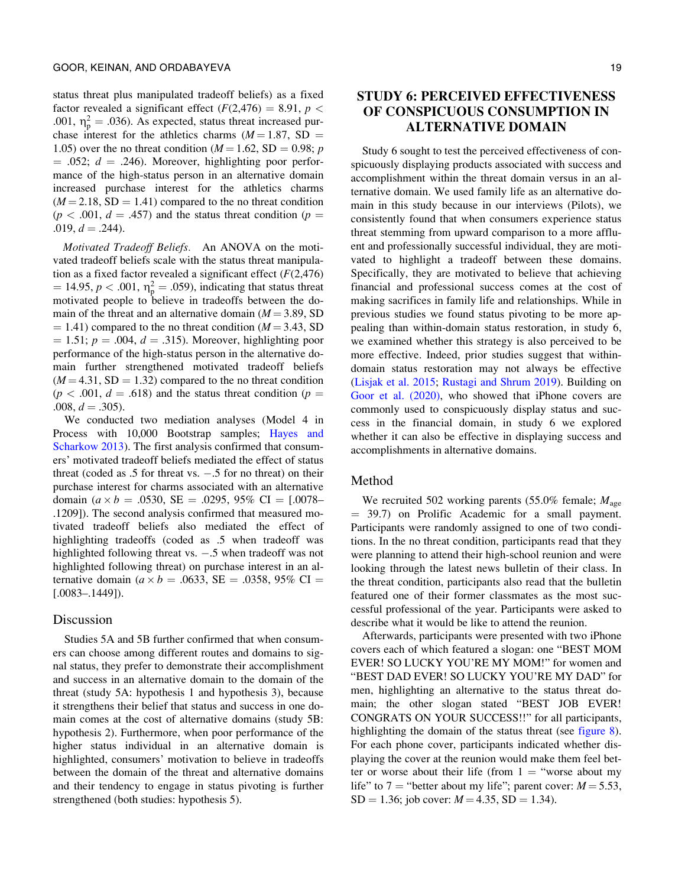status threat plus manipulated tradeoff beliefs) as a fixed factor revealed a significant effect ($F(2,476) = 8.91$, $p < .001$, $\eta_p^2 = .036$). As expected, status threat increased purchase interest for the athletics charms ($M = 1.87$, $SD = 1.05$) over the no threat condition ($M = 1.62$, $SD = 0.98$; $p = .052$; $d = .246$). Moreover, highlighting poor performance of the high-status person in an alternative domain increased purchase interest for the athletics charms ($M = 2.18$, $SD = 1.41$) compared to the no threat condition ($p < .001$, $d = .457$) and the status threat condition ($p = .019$, $d = .244$).

*Motivated Tradeoff Beliefs.* An ANOVA on the motivated tradeoff beliefs scale with the status threat manipulation as a fixed factor revealed a significant effect ($F(2,476) = 14.95$, $p < .001$, $\eta_p^2 = .059$), indicating that status threat motivated people to believe in tradeoffs between the domain of the threat and an alternative domain ($M = 3.89$, $SD = 1.41$) compared to the no threat condition ($M = 3.43$, $SD = 1.51$; $p = .004$, $d = .315$). Moreover, highlighting poor performance of the high-status person in the alternative domain further strengthened motivated tradeoff beliefs ($M = 4.31$, $SD = 1.32$) compared to the no threat condition ($p < .001$, $d = .618$) and the status threat condition ($p = .008$, $d = .305$).

We conducted two mediation analyses (Model 4 in Process with 10,000 Bootstrap samples; Hayes and Scharkow 2013). The first analysis confirmed that consumers' motivated tradeoff beliefs mediated the effect of status threat (coded as .5 for threat vs. −.5 for no threat) on their purchase interest for charms associated with an alternative domain ($a \times b = .0530$, $SE = .0295$, 95% CI = [.0078–.1209]). The second analysis confirmed that measured motivated tradeoff beliefs also mediated the effect of highlighting tradeoffs (coded as .5 when tradeoff was highlighted following threat vs. −.5 when tradeoff was not highlighted following threat) on purchase interest in an alternative domain ($a \times b = .0633$, $SE = .0358$, 95% CI = [.0083–.1449]).

## Discussion

Studies 5A and 5B further confirmed that when consumers can choose among different routes and domains to signal status, they prefer to demonstrate their accomplishment and success in an alternative domain to the domain of the threat (study 5A: hypothesis 1 and hypothesis 3), because it strengthens their belief that status and success in one domain comes at the cost of alternative domains (study 5B: hypothesis 2). Furthermore, when poor performance of the higher status individual in an alternative domain is highlighted, consumers' motivation to believe in tradeoffs between the domain of the threat and alternative domains and their tendency to engage in status pivoting is further strengthened (both studies: hypothesis 5).

# STUDY 6: PERCEIVED EFFECTIVENESS OF CONSPICUOUS CONSUMPTION IN ALTERNATIVE DOMAIN

Study 6 sought to test the perceived effectiveness of conspicuously displaying products associated with success and accomplishment within the threat domain versus in an alternative domain. We used family life as an alternative domain in this study because in our interviews (Pilots), we consistently found that when consumers experience status threat stemming from upward comparison to a more affluent and professionally successful individual, they are motivated to highlight a tradeoff between these domains. Specifically, they are motivated to believe that achieving financial and professional success comes at the cost of making sacrifices in family life and relationships. While in previous studies we found status pivoting to be more appealing than within-domain status restoration, in study 6, we examined whether this strategy is also perceived to be more effective. Indeed, prior studies suggest that within-domain status restoration may not always be effective (Lisjak et al. 2015; Rustagi and Shrum 2019). Building on Goor et al. (2020), who showed that iPhone covers are commonly used to conspicuously display status and success in the financial domain, in study 6 we explored whether it can also be effective in displaying success and accomplishments in alternative domains.

## Method

We recruited 502 working parents (55.0% female; $M_{age} = 39.7$) on Prolific Academic for a small payment. Participants were randomly assigned to one of two conditions. In the no threat condition, participants read that they were planning to attend their high-school reunion and were looking through the latest news bulletin of their class. In the threat condition, participants also read that the bulletin featured one of their former classmates as the most successful professional of the year. Participants were asked to describe what it would be like to attend the reunion.

Afterwards, participants were presented with two iPhone covers each of which featured a slogan: one "BEST MOM EVER! SO LUCKY YOU'RE MY MOM!" for women and "BEST DAD EVER! SO LUCKY YOU'RE MY DAD" for men, highlighting an alternative to the status threat domain; the other slogan stated "BEST JOB EVER! CONGRATS ON YOUR SUCCESS!!" for all participants, highlighting the domain of the status threat (see figure 8). For each phone cover, participants indicated whether displaying the cover at the reunion would make them feel better or worse about their life (from 1 = "worse about my life" to 7 = "better about my life"; parent cover: $M = 5.53$, $SD = 1.36$; job cover: $M = 4.35$, $SD = 1.34$).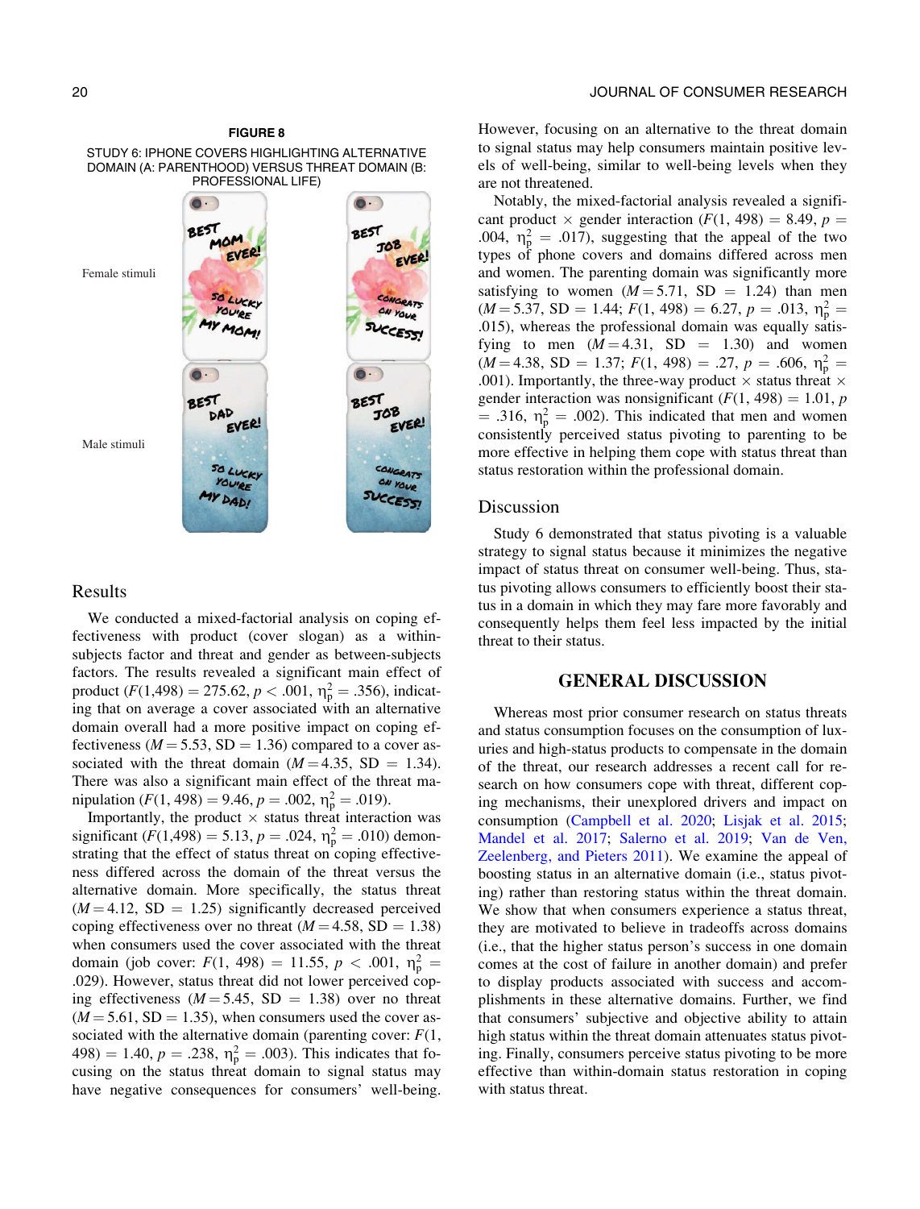**FIGURE 8**

STUDY 6: IPHONE COVERS HIGHLIGHTING ALTERNATIVE DOMAIN (A: PARENTHOOD) VERSUS THREAT DOMAIN (B: PROFESSIONAL LIFE)

## Results

We conducted a mixed-factorial analysis on coping effectiveness with product (cover slogan) as a within-subjects factor and threat and gender as between-subjects factors. The results revealed a significant main effect of product ($F(1,498) = 275.62$, $p < .001$, $\eta_p^2 = .356$), indicating that on average a cover associated with an alternative domain overall had a more positive impact on coping effectiveness ($M = 5.53$, $SD = 1.36$) compared to a cover associated with the threat domain ($M = 4.35$, $SD = 1.34$). There was also a significant main effect of the threat manipulation ($F(1, 498) = 9.46$, $p = .002$, $\eta_p^2 = .019$).

Importantly, the product × status threat interaction was significant ($F(1,498) = 5.13$, $p = .024$, $\eta_p^2 = .010$) demonstrating that the effect of status threat on coping effectiveness differed across the domain of the threat versus the alternative domain. More specifically, the status threat ($M = 4.12$, $SD = 1.25$) significantly decreased perceived coping effectiveness over no threat ($M = 4.58$, $SD = 1.38$) when consumers used the cover associated with the threat domain (job cover: $F(1, 498) = 11.55$, $p < .001$, $\eta_p^2 = .029$). However, status threat did not lower perceived coping effectiveness ($M = 5.45$, $SD = 1.38$) over no threat ($M = 5.61$, $SD = 1.35$), when consumers used the cover associated with the alternative domain (parenting cover: $F(1, 498) = 1.40$, $p = .238$, $\eta_p^2 = .003$). This indicates that focusing on the status threat domain to signal status may have negative consequences for consumers' well-being. However, focusing on an alternative to the threat domain to signal status may help consumers maintain positive levels of well-being, similar to well-being levels when they are not threatened.

Notably, the mixed-factorial analysis revealed a significant product × gender interaction ($F(1, 498) = 8.49$, $p = .004$, $\eta_p^2 = .017$), suggesting that the appeal of the two types of phone covers and domains differed across men and women. The parenting domain was significantly more satisfying to women ($M = 5.71$, $SD = 1.24$) than men ($M = 5.37$, $SD = 1.44$; $F(1, 498) = 6.27$, $p = .013$, $\eta_p^2 = .015$), whereas the professional domain was equally satisfying to men ($M = 4.31$, $SD = 1.30$) and women ($M = 4.38$, $SD = 1.37$; $F(1, 498) = .27$, $p = .606$, $\eta_p^2 = .001$). Importantly, the three-way product × status threat × gender interaction was nonsignificant ($F(1, 498) = 1.01$, $p = .316$, $\eta_p^2 = .002$). This indicated that men and women consistently perceived status pivoting to parenting to be more effective in helping them cope with status threat than status restoration within the professional domain.

## Discussion

Study 6 demonstrated that status pivoting is a valuable strategy to signal status because it minimizes the negative impact of status threat on consumer well-being. Thus, status pivoting allows consumers to efficiently boost their status in a domain in which they may fare more favorably and consequently helps them feel less impacted by the initial threat to their status.

# GENERAL DISCUSSION

Whereas most prior consumer research on status threats and status consumption focuses on the consumption of luxuries and high-status products to compensate in the domain of the threat, our research addresses a recent call for research on how consumers cope with threat, different coping mechanisms, their unexplored drivers and impact on consumption (Campbell et al. 2020; Lisjak et al. 2015; Mandel et al. 2017; Salerno et al. 2019; Van de Ven, Zeelenberg, and Pieters 2011). We examine the appeal of boosting status in an alternative domain (i.e., status pivoting) rather than restoring status within the threat domain. We show that when consumers experience a status threat, they are motivated to believe in tradeoffs across domains (i.e., that the higher status person's success in one domain comes at the cost of failure in another domain) and prefer to display products associated with success and accomplishments in these alternative domains. Further, we find that consumers' subjective and objective ability to attain high status within the threat domain attenuates status pivoting. Finally, consumers perceive status pivoting to be more effective than within-domain status restoration in coping with status threat.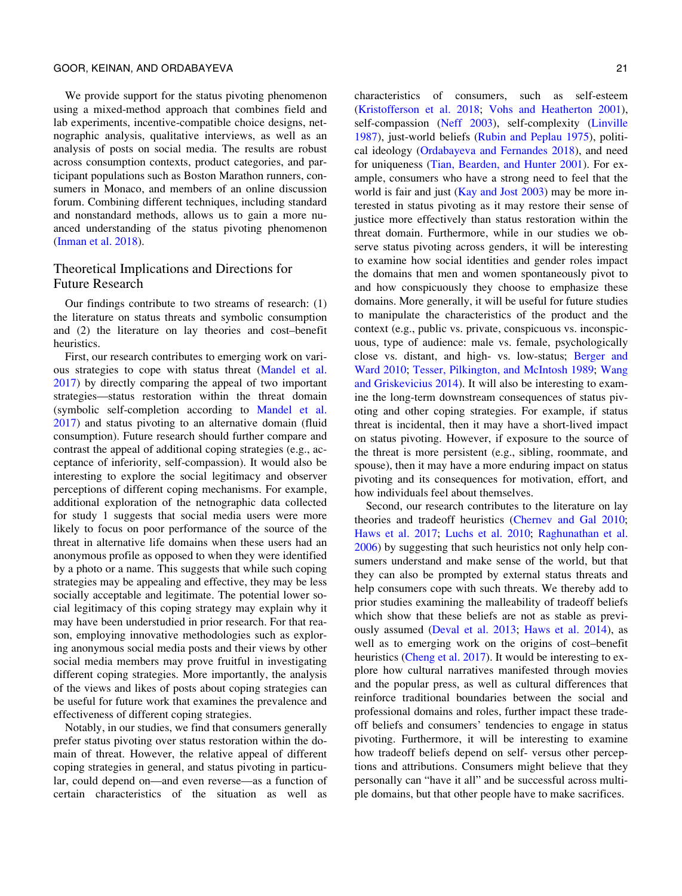We provide support for the status pivoting phenomenon using a mixed-method approach that combines field and lab experiments, incentive-compatible choice designs, netnographic analysis, qualitative interviews, as well as an analysis of posts on social media. The results are robust across consumption contexts, product categories, and participant populations such as Boston Marathon runners, consumers in Monaco, and members of an online discussion forum. Combining different techniques, including standard and nonstandard methods, allows us to gain a more nuanced understanding of the status pivoting phenomenon (Inman et al. 2018).

## Theoretical Implications and Directions for Future Research

Our findings contribute to two streams of research: (1) the literature on status threats and symbolic consumption and (2) the literature on lay theories and cost–benefit heuristics.

First, our research contributes to emerging work on various strategies to cope with status threat (Mandel et al. 2017) by directly comparing the appeal of two important strategies—status restoration within the threat domain (symbolic self-completion according to Mandel et al. 2017) and status pivoting to an alternative domain (fluid consumption). Future research should further compare and contrast the appeal of additional coping strategies (e.g., acceptance of inferiority, self-compassion). It would also be interesting to explore the social legitimacy and observer perceptions of different coping mechanisms. For example, additional exploration of the netnographic data collected for study 1 suggests that social media users were more likely to focus on poor performance of the source of the threat in alternative life domains when these users had an anonymous profile as opposed to when they were identified by a photo or a name. This suggests that while such coping strategies may be appealing and effective, they may be less socially acceptable and legitimate. The potential lower social legitimacy of this coping strategy may explain why it may have been understudied in prior research. For that reason, employing innovative methodologies such as exploring anonymous social media posts and their views by other social media members may prove fruitful in investigating different coping strategies. More importantly, the analysis of the views and likes of posts about coping strategies can be useful for future work that examines the prevalence and effectiveness of different coping strategies.

Notably, in our studies, we find that consumers generally prefer status pivoting over status restoration within the domain of threat. However, the relative appeal of different coping strategies in general, and status pivoting in particular, could depend on—and even reverse—as a function of certain characteristics of the situation as well as characteristics of consumers, such as self-esteem (Kristofferson et al. 2018; Vohs and Heatherton 2001), self-compassion (Neff 2003), self-complexity (Linville 1987), just-world beliefs (Rubin and Peplau 1975), political ideology (Ordabayeva and Fernandes 2018), and need for uniqueness (Tian, Bearden, and Hunter 2001). For example, consumers who have a strong need to feel that the world is fair and just (Kay and Jost 2003) may be more interested in status pivoting as it may restore their sense of justice more effectively than status restoration within the threat domain. Furthermore, while in our studies we observe status pivoting across genders, it will be interesting to examine how social identities and gender roles impact the domains that men and women spontaneously pivot to and how conspicuously they choose to emphasize these domains. More generally, it will be useful for future studies to manipulate the characteristics of the product and the context (e.g., public vs. private, conspicuous vs. inconspicuous, type of audience: male vs. female, psychologically close vs. distant, and high- vs. low-status; Berger and Ward 2010; Tesser, Pilkington, and McIntosh 1989; Wang and Griskevicius 2014). It will also be interesting to examine the long-term downstream consequences of status pivoting and other coping strategies. For example, if status threat is incidental, then it may have a short-lived impact on status pivoting. However, if exposure to the source of the threat is more persistent (e.g., sibling, roommate, and spouse), then it may have a more enduring impact on status pivoting and its consequences for motivation, effort, and how individuals feel about themselves.

Second, our research contributes to the literature on lay theories and tradeoff heuristics (Chernev and Gal 2010; Haws et al. 2017; Luchs et al. 2010; Raghunathan et al. 2006) by suggesting that such heuristics not only help consumers understand and make sense of the world, but that they can also be prompted by external status threats and help consumers cope with such threats. We thereby add to prior studies examining the malleability of tradeoff beliefs which show that these beliefs are not as stable as previously assumed (Deval et al. 2013; Haws et al. 2014), as well as to emerging work on the origins of cost–benefit heuristics (Cheng et al. 2017). It would be interesting to explore how cultural narratives manifested through movies and the popular press, as well as cultural differences that reinforce traditional boundaries between the social and professional domains and roles, further impact these tradeoff beliefs and consumers' tendencies to engage in status pivoting. Furthermore, it will be interesting to examine how tradeoff beliefs depend on self- versus other perceptions and attributions. Consumers might believe that they personally can "have it all" and be successful across multiple domains, but that other people have to make sacrifices.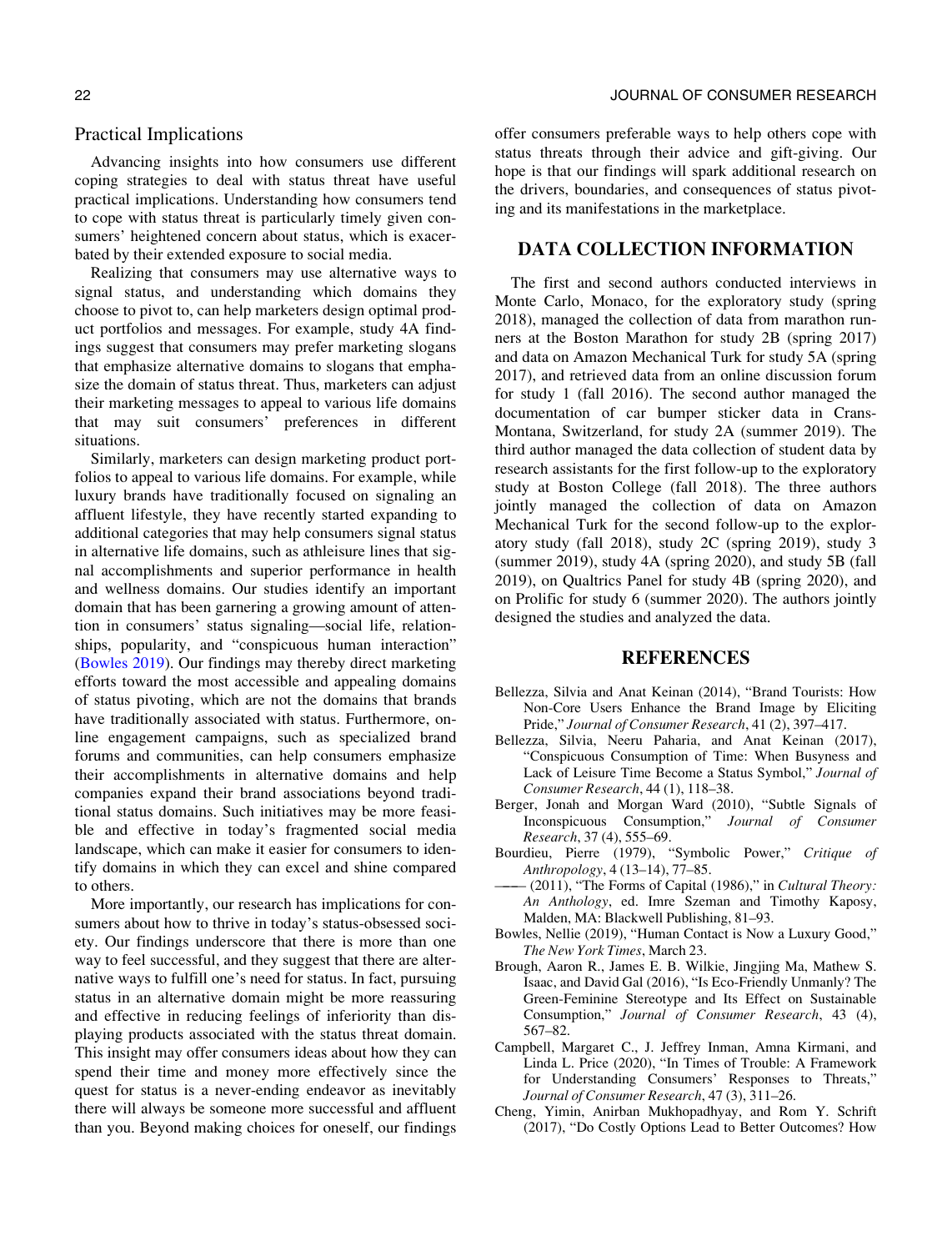### Practical Implications

Advancing insights into how consumers use different coping strategies to deal with status threat have useful practical implications. Understanding how consumers tend to cope with status threat is particularly timely given consumers' heightened concern about status, which is exacerbated by their extended exposure to social media.

Realizing that consumers may use alternative ways to signal status, and understanding which domains they choose to pivot to, can help marketers design optimal product portfolios and messages. For example, study 4A findings suggest that consumers may prefer marketing slogans that emphasize alternative domains to slogans that emphasize the domain of status threat. Thus, marketers can adjust their marketing messages to appeal to various life domains that may suit consumers' preferences in different situations.

Similarly, marketers can design marketing product portfolios to appeal to various life domains. For example, while luxury brands have traditionally focused on signaling an affluent lifestyle, they have recently started expanding to additional categories that may help consumers signal status in alternative life domains, such as athleisure lines that signal accomplishments and superior performance in health and wellness domains. Our studies identify an important domain that has been garnering a growing amount of attention in consumers' status signaling—social life, relationships, popularity, and "conspicuous human interaction" (Bowles 2019). Our findings may thereby direct marketing efforts toward the most accessible and appealing domains of status pivoting, which are not the domains that brands have traditionally associated with status. Furthermore, online engagement campaigns, such as specialized brand forums and communities, can help consumers emphasize their accomplishments in alternative domains and help companies expand their brand associations beyond traditional status domains. Such initiatives may be more feasible and effective in today's fragmented social media landscape, which can make it easier for consumers to identify domains in which they can excel and shine compared to others.

More importantly, our research has implications for consumers about how to thrive in today's status-obsessed society. Our findings underscore that there is more than one way to feel successful, and they suggest that there are alternative ways to fulfill one's need for status. In fact, pursuing status in an alternative domain might be more reassuring and effective in reducing feelings of inferiority than displaying products associated with the status threat domain. This insight may offer consumers ideas about how they can spend their time and money more effectively since the quest for status is a never-ending endeavor as inevitably there will always be someone more successful and affluent than you. Beyond making choices for oneself, our findings offer consumers preferable ways to help others cope with status threats through their advice and gift-giving. Our hope is that our findings will spark additional research on the drivers, boundaries, and consequences of status pivoting and its manifestations in the marketplace.

## DATA COLLECTION INFORMATION

The first and second authors conducted interviews in Monte Carlo, Monaco, for the exploratory study (spring 2018), managed the collection of data from marathon runners at the Boston Marathon for study 2B (spring 2017) and data on Amazon Mechanical Turk for study 5A (spring 2017), and retrieved data from an online discussion forum for study 1 (fall 2016). The second author managed the documentation of car bumper sticker data in Crans-Montana, Switzerland, for study 2A (summer 2019). The third author managed the data collection of student data by research assistants for the first follow-up to the exploratory study at Boston College (fall 2018). The three authors jointly managed the collection of data on Amazon Mechanical Turk for the second follow-up to the exploratory study (fall 2018), study 2C (spring 2019), study 3 (summer 2019), study 4A (spring 2020), and study 5B (fall 2019), on Qualtrics Panel for study 4B (spring 2020), and on Prolific for study 6 (summer 2020). The authors jointly designed the studies and analyzed the data.

## REFERENCES

Bellezza, Silvia and Anat Keinan (2014), "Brand Tourists: How Non-Core Users Enhance the Brand Image by Eliciting Pride," *Journal of Consumer Research*, 41 (2), 397–417.

Bellezza, Silvia, Neeru Paharia, and Anat Keinan (2017), "Conspicuous Consumption of Time: When Busyness and Lack of Leisure Time Become a Status Symbol," *Journal of Consumer Research*, 44 (1), 118–38.

Berger, Jonah and Morgan Ward (2010), "Subtle Signals of Inconspicuous Consumption," *Journal of Consumer Research*, 37 (4), 555–69.

Bourdieu, Pierre (1979), "Symbolic Power," *Critique of Anthropology*, 4 (13–14), 77–85.

——— (2011), "The Forms of Capital (1986)," in *Cultural Theory: An Anthology*, ed. Imre Szeman and Timothy Kaposy, Malden, MA: Blackwell Publishing, 81–93.

Bowles, Nellie (2019), "Human Contact is Now a Luxury Good," *The New York Times*, March 23.

Brough, Aaron R., James E. B. Wilkie, Jingjing Ma, Mathew S. Isaac, and David Gal (2016), "Is Eco-Friendly Unmanly? The Green-Feminine Stereotype and Its Effect on Sustainable Consumption," *Journal of Consumer Research*, 43 (4), 567–82.

Campbell, Margaret C., J. Jeffrey Inman, Amna Kirmani, and Linda L. Price (2020), "In Times of Trouble: A Framework for Understanding Consumers' Responses to Threats," *Journal of Consumer Research*, 47 (3), 311–26.

Cheng, Yimin, Anirban Mukhopadhyay, and Rom Y. Schrift (2017), "Do Costly Options Lead to Better Outcomes? How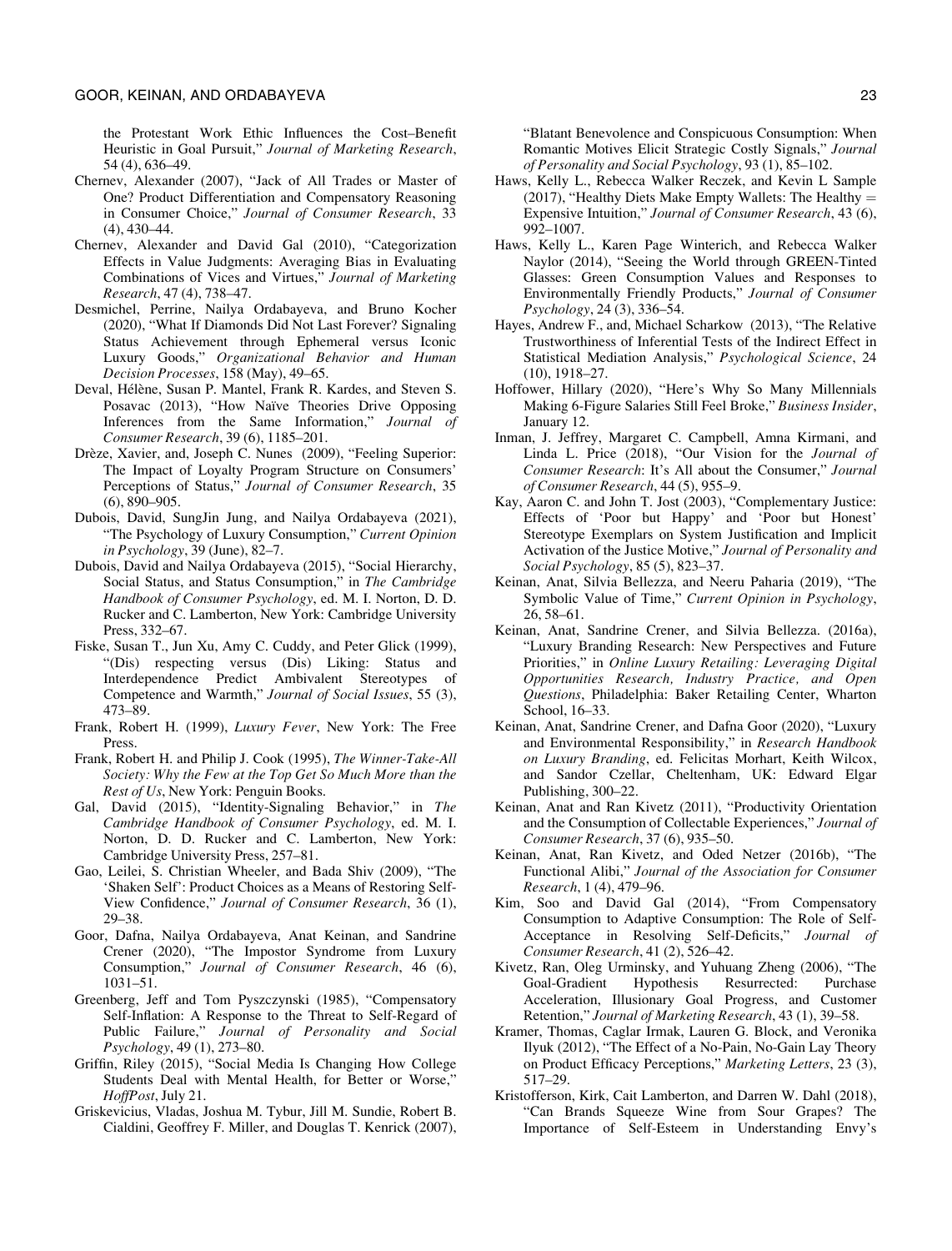the Protestant Work Ethic Influences the Cost–Benefit Heuristic in Goal Pursuit," *Journal of Marketing Research*, 54 (4), 636–49.

Chernev, Alexander (2007), "Jack of All Trades or Master of One? Product Differentiation and Compensatory Reasoning in Consumer Choice," *Journal of Consumer Research*, 33 (4), 430–44.

Chernev, Alexander and David Gal (2010), "Categorization Effects in Value Judgments: Averaging Bias in Evaluating Combinations of Vices and Virtues," *Journal of Marketing Research*, 47 (4), 738–47.

Desmichel, Perrine, Nailya Ordabayeva, and Bruno Kocher (2020), "What If Diamonds Did Not Last Forever? Signaling Status Achievement through Ephemeral versus Iconic Luxury Goods," *Organizational Behavior and Human Decision Processes*, 158 (May), 49–65.

Deval, Hélène, Susan P. Mantel, Frank R. Kardes, and Steven S. Posavac (2013), "How Naïve Theories Drive Opposing Inferences from the Same Information," *Journal of Consumer Research*, 39 (6), 1185–201.

Drèze, Xavier, and, Joseph C. Nunes (2009), "Feeling Superior: The Impact of Loyalty Program Structure on Consumers' Perceptions of Status," *Journal of Consumer Research*, 35 (6), 890–905.

Dubois, David, SungJin Jung, and Nailya Ordabayeva (2021), "The Psychology of Luxury Consumption," *Current Opinion in Psychology*, 39 (June), 82–7.

Dubois, David and Nailya Ordabayeva (2015), "Social Hierarchy, Social Status, and Status Consumption," in *The Cambridge Handbook of Consumer Psychology*, ed. M. I. Norton, D. D. Rucker and C. Lamberton, New York: Cambridge University Press, 332–67.

Fiske, Susan T., Jun Xu, Amy C. Cuddy, and Peter Glick (1999), "(Dis) respecting versus (Dis) Liking: Status and Interdependence Predict Ambivalent Stereotypes of Competence and Warmth," *Journal of Social Issues*, 55 (3), 473–89.

Frank, Robert H. (1999), *Luxury Fever*, New York: The Free Press.

Frank, Robert H. and Philip J. Cook (1995), *The Winner-Take-All Society: Why the Few at the Top Get So Much More than the Rest of Us*, New York: Penguin Books.

Gal, David (2015), "Identity-Signaling Behavior," in *The Cambridge Handbook of Consumer Psychology*, ed. M. I. Norton, D. D. Rucker and C. Lamberton, New York: Cambridge University Press, 257–81.

Gao, Leilei, S. Christian Wheeler, and Bada Shiv (2009), "The 'Shaken Self': Product Choices as a Means of Restoring Self-View Confidence," *Journal of Consumer Research*, 36 (1), 29–38.

Goor, Dafna, Nailya Ordabayeva, Anat Keinan, and Sandrine Crener (2020), "The Impostor Syndrome from Luxury Consumption," *Journal of Consumer Research*, 46 (6), 1031–51.

Greenberg, Jeff and Tom Pyszczynski (1985), "Compensatory Self-Inflation: A Response to the Threat to Self-Regard of Public Failure," *Journal of Personality and Social Psychology*, 49 (1), 273–80.

Griffin, Riley (2015), "Social Media Is Changing How College Students Deal with Mental Health, for Better or Worse," *HoffPost*, July 21.

Griskevicius, Vladas, Joshua M. Tybur, Jill M. Sundie, Robert B. Cialdini, Geoffrey F. Miller, and Douglas T. Kenrick (2007), "Blatant Benevolence and Conspicuous Consumption: When Romantic Motives Elicit Strategic Costly Signals," *Journal of Personality and Social Psychology*, 93 (1), 85–102.

Haws, Kelly L., Rebecca Walker Reczek, and Kevin L Sample (2017), "Healthy Diets Make Empty Wallets: The Healthy = Expensive Intuition," *Journal of Consumer Research*, 43 (6), 992–1007.

Haws, Kelly L., Karen Page Winterich, and Rebecca Walker Naylor (2014), "Seeing the World through GREEN-Tinted Glasses: Green Consumption Values and Responses to Environmentally Friendly Products," *Journal of Consumer Psychology*, 24 (3), 336–54.

Hayes, Andrew F., and, Michael Scharkow (2013), "The Relative Trustworthiness of Inferential Tests of the Indirect Effect in Statistical Mediation Analysis," *Psychological Science*, 24 (10), 1918–27.

Hoffower, Hillary (2020), "Here's Why So Many Millennials Making 6-Figure Salaries Still Feel Broke," *Business Insider*, January 12.

Inman, J. Jeffrey, Margaret C. Campbell, Amna Kirmani, and Linda L. Price (2018), "Our Vision for the *Journal of Consumer Research*: It's All about the Consumer," *Journal of Consumer Research*, 44 (5), 955–9.

Kay, Aaron C. and John T. Jost (2003), "Complementary Justice: Effects of 'Poor but Happy' and 'Poor but Honest' Stereotype Exemplars on System Justification and Implicit Activation of the Justice Motive," *Journal of Personality and Social Psychology*, 85 (5), 823–37.

Keinan, Anat, Silvia Bellezza, and Neeru Paharia (2019), "The Symbolic Value of Time," *Current Opinion in Psychology*, 26, 58–61.

Keinan, Anat, Sandrine Crener, and Silvia Bellezza. (2016a), "Luxury Branding Research: New Perspectives and Future Priorities," in *Online Luxury Retailing: Leveraging Digital Opportunities Research, Industry Practice, and Open Questions*, Philadelphia: Baker Retailing Center, Wharton School, 16–33.

Keinan, Anat, Sandrine Crener, and Dafna Goor (2020), "Luxury and Environmental Responsibility," in *Research Handbook on Luxury Branding*, ed. Felicitas Morhart, Keith Wilcox, and Sandor Czellar, Cheltenham, UK: Edward Elgar Publishing, 300–22.

Keinan, Anat and Ran Kivetz (2011), "Productivity Orientation and the Consumption of Collectable Experiences," *Journal of Consumer Research*, 37 (6), 935–50.

Keinan, Anat, Ran Kivetz, and Oded Netzer (2016b), "The Functional Alibi," *Journal of the Association for Consumer Research*, 1 (4), 479–96.

Kim, Soo and David Gal (2014), "From Compensatory Consumption to Adaptive Consumption: The Role of Self-Acceptance in Resolving Self-Deficits," *Journal of Consumer Research*, 41 (2), 526–42.

Kivetz, Ran, Oleg Urminsky, and Yuhuang Zheng (2006), "The Goal-Gradient Hypothesis Resurrected: Purchase Acceleration, Illusionary Goal Progress, and Customer Retention," *Journal of Marketing Research*, 43 (1), 39–58.

Kramer, Thomas, Caglar Irmak, Lauren G. Block, and Veronika Ilyuk (2012), "The Effect of a No-Pain, No-Gain Lay Theory on Product Efficacy Perceptions," *Marketing Letters*, 23 (3), 517–29.

Kristofferson, Kirk, Cait Lamberton, and Darren W. Dahl (2018), "Can Brands Squeeze Wine from Sour Grapes? The Importance of Self-Esteem in Understanding Envy's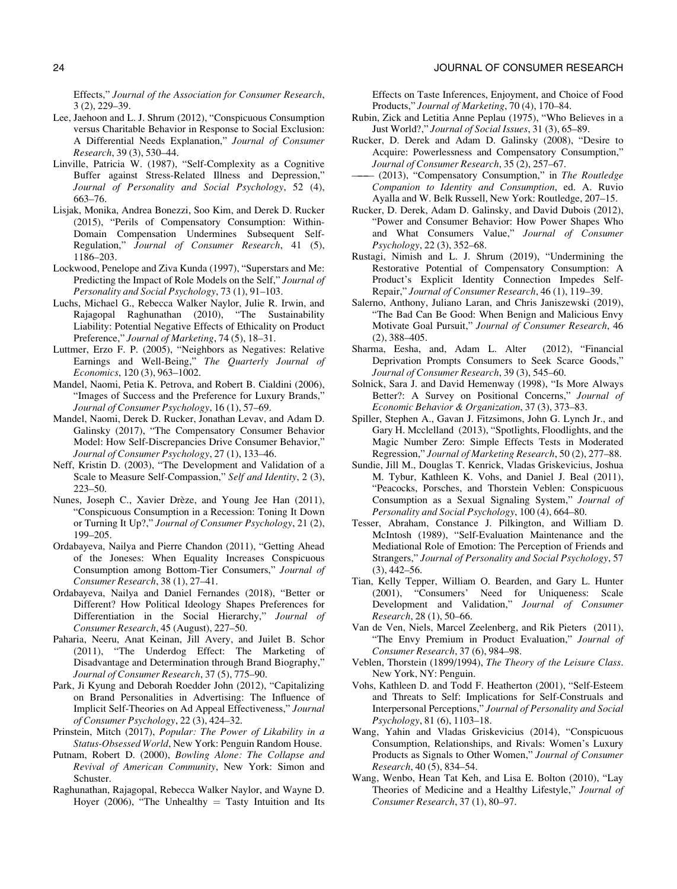Effects," *Journal of the Association for Consumer Research*, 3 (2), 229–39.

Lee, Jaehoon and L. J. Shrum (2012), "Conspicuous Consumption versus Charitable Behavior in Response to Social Exclusion: A Differential Needs Explanation," *Journal of Consumer Research*, 39 (3), 530–44.

Linville, Patricia W. (1987), "Self-Complexity as a Cognitive Buffer against Stress-Related Illness and Depression," *Journal of Personality and Social Psychology*, 52 (4), 663–76.

Lisjak, Monika, Andrea Bonezzi, Soo Kim, and Derek D. Rucker (2015), "Perils of Compensatory Consumption: Within-Domain Compensation Undermines Subsequent Self-Regulation," *Journal of Consumer Research*, 41 (5), 1186–203.

Lockwood, Penelope and Ziva Kunda (1997), "Superstars and Me: Predicting the Impact of Role Models on the Self," *Journal of Personality and Social Psychology*, 73 (1), 91–103.

Luchs, Michael G., Rebecca Walker Naylor, Julie R. Irwin, and Rajagopal Raghunathan (2010), "The Sustainability Liability: Potential Negative Effects of Ethicality on Product Preference," *Journal of Marketing*, 74 (5), 18–31.

Luttmer, Erzo F. P. (2005), "Neighbors as Negatives: Relative Earnings and Well-Being," *The Quarterly Journal of Economics*, 120 (3), 963–1002.

Mandel, Naomi, Petia K. Petrova, and Robert B. Cialdini (2006), "Images of Success and the Preference for Luxury Brands," *Journal of Consumer Psychology*, 16 (1), 57–69.

Mandel, Naomi, Derek D. Rucker, Jonathan Levav, and Adam D. Galinsky (2017), "The Compensatory Consumer Behavior Model: How Self-Discrepancies Drive Consumer Behavior," *Journal of Consumer Psychology*, 27 (1), 133–46.

Neff, Kristin D. (2003), "The Development and Validation of a Scale to Measure Self-Compassion," *Self and Identity*, 2 (3), 223–50.

Nunes, Joseph C., Xavier Drèze, and Young Jee Han (2011), "Conspicuous Consumption in a Recession: Toning It Down or Turning It Up?," *Journal of Consumer Psychology*, 21 (2), 199–205.

Ordabayeva, Nailya and Pierre Chandon (2011), "Getting Ahead of the Joneses: When Equality Increases Conspicuous Consumption among Bottom-Tier Consumers," *Journal of Consumer Research*, 38 (1), 27–41.

Ordabayeva, Nailya and Daniel Fernandes (2018), "Better or Different? How Political Ideology Shapes Preferences for Differentiation in the Social Hierarchy," *Journal of Consumer Research*, 45 (August), 227–50.

Paharia, Neeru, Anat Keinan, Jill Avery, and Juilet B. Schor (2011), "The Underdog Effect: The Marketing of Disadvantage and Determination through Brand Biography," *Journal of Consumer Research*, 37 (5), 775–90.

Park, Ji Kyung and Deborah Roedder John (2012), "Capitalizing on Brand Personalities in Advertising: The Influence of Implicit Self-Theories on Ad Appeal Effectiveness," *Journal of Consumer Psychology*, 22 (3), 424–32.

Prinstein, Mitch (2017), *Popular: The Power of Likability in a Status-Obsessed World*, New York: Penguin Random House.

Putnam, Robert D. (2000), *Bowling Alone: The Collapse and Revival of American Community*, New York: Simon and Schuster.

Raghunathan, Rajagopal, Rebecca Walker Naylor, and Wayne D. Hoyer (2006), "The Unhealthy = Tasty Intuition and Its Effects on Taste Inferences, Enjoyment, and Choice of Food Products," *Journal of Marketing*, 70 (4), 170–84.

Rubin, Zick and Letitia Anne Peplau (1975), "Who Believes in a Just World?," *Journal of Social Issues*, 31 (3), 65–89.

Rucker, D. Derek and Adam D. Galinsky (2008), "Desire to Acquire: Powerlessness and Compensatory Consumption," *Journal of Consumer Research*, 35 (2), 257–67.

——— (2013), "Compensatory Consumption," in *The Routledge Companion to Identity and Consumption*, ed. A. Ruvio Ayalla and W. Belk Russell, New York: Routledge, 207–15.

Rucker, D. Derek, Adam D. Galinsky, and David Dubois (2012), "Power and Consumer Behavior: How Power Shapes Who and What Consumers Value," *Journal of Consumer Psychology*, 22 (3), 352–68.

Rustagi, Nimish and L. J. Shrum (2019), "Undermining the Restorative Potential of Compensatory Consumption: A Product's Explicit Identity Connection Impedes Self-Repair," *Journal of Consumer Research*, 46 (1), 119–39.

Salerno, Anthony, Juliano Laran, and Chris Janiszewski (2019), "The Bad Can Be Good: When Benign and Malicious Envy Motivate Goal Pursuit," *Journal of Consumer Research*, 46 (2), 388–405.

Sharma, Eesha, and, Adam L. Alter (2012), "Financial Deprivation Prompts Consumers to Seek Scarce Goods," *Journal of Consumer Research*, 39 (3), 545–60.

Solnick, Sara J. and David Hemenway (1998), "Is More Always Better?: A Survey on Positional Concerns," *Journal of Economic Behavior & Organization*, 37 (3), 373–83.

Spiller, Stephen A., Gavan J. Fitzsimons, John G. Lynch Jr., and Gary H. Mcclelland (2013), "Spotlights, Floodlights, and the Magic Number Zero: Simple Effects Tests in Moderated Regression," *Journal of Marketing Research*, 50 (2), 277–88.

Sundie, Jill M., Douglas T. Kenrick, Vladas Griskevicius, Joshua M. Tybur, Kathleen K. Vohs, and Daniel J. Beal (2011), "Peacocks, Porsches, and Thorstein Veblen: Conspicuous Consumption as a Sexual Signaling System," *Journal of Personality and Social Psychology*, 100 (4), 664–80.

Tesser, Abraham, Constance J. Pilkington, and William D. McIntosh (1989), "Self-Evaluation Maintenance and the Mediational Role of Emotion: The Perception of Friends and Strangers," *Journal of Personality and Social Psychology*, 57 (3), 442–56.

Tian, Kelly Tepper, William O. Bearden, and Gary L. Hunter (2001), "Consumers' Need for Uniqueness: Scale Development and Validation," *Journal of Consumer Research*, 28 (1), 50–66.

Van de Ven, Niels, Marcel Zeelenberg, and Rik Pieters (2011), "The Envy Premium in Product Evaluation," *Journal of Consumer Research*, 37 (6), 984–98.

Veblen, Thorstein (1899/1994), *The Theory of the Leisure Class*. New York, NY: Penguin.

Vohs, Kathleen D. and Todd F. Heatherton (2001), "Self-Esteem and Threats to Self: Implications for Self-Construals and Interpersonal Perceptions," *Journal of Personality and Social Psychology*, 81 (6), 1103–18.

Wang, Yahin and Vladas Griskevicius (2014), "Conspicuous Consumption, Relationships, and Rivals: Women's Luxury Products as Signals to Other Women," *Journal of Consumer Research*, 40 (5), 834–54.

Wang, Wenbo, Hean Tat Keh, and Lisa E. Bolton (2010), "Lay Theories of Medicine and a Healthy Lifestyle," *Journal of Consumer Research*, 37 (1), 80–97.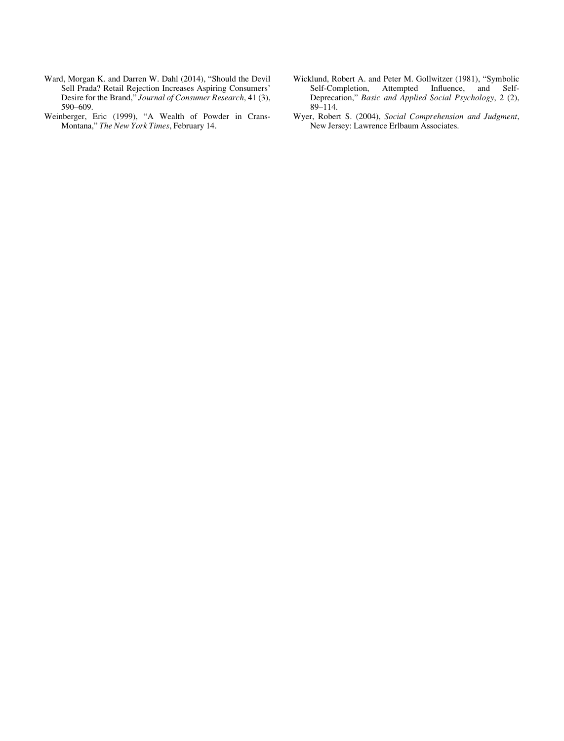Ward, Morgan K. and Darren W. Dahl (2014), "Should the Devil Sell Prada? Retail Rejection Increases Aspiring Consumers' Desire for the Brand," *Journal of Consumer Research*, 41 (3), 590–609.

Weinberger, Eric (1999), "A Wealth of Powder in Crans-Montana," *The New York Times*, February 14.

Wicklund, Robert A. and Peter M. Gollwitzer (1981), "Symbolic Self-Completion, Attempted Influence, and Self-Deprecation," *Basic and Applied Social Psychology*, 2 (2), 89–114.

Wyer, Robert S. (2004), *Social Comprehension and Judgment*, New Jersey: Lawrence Erlbaum Associates.